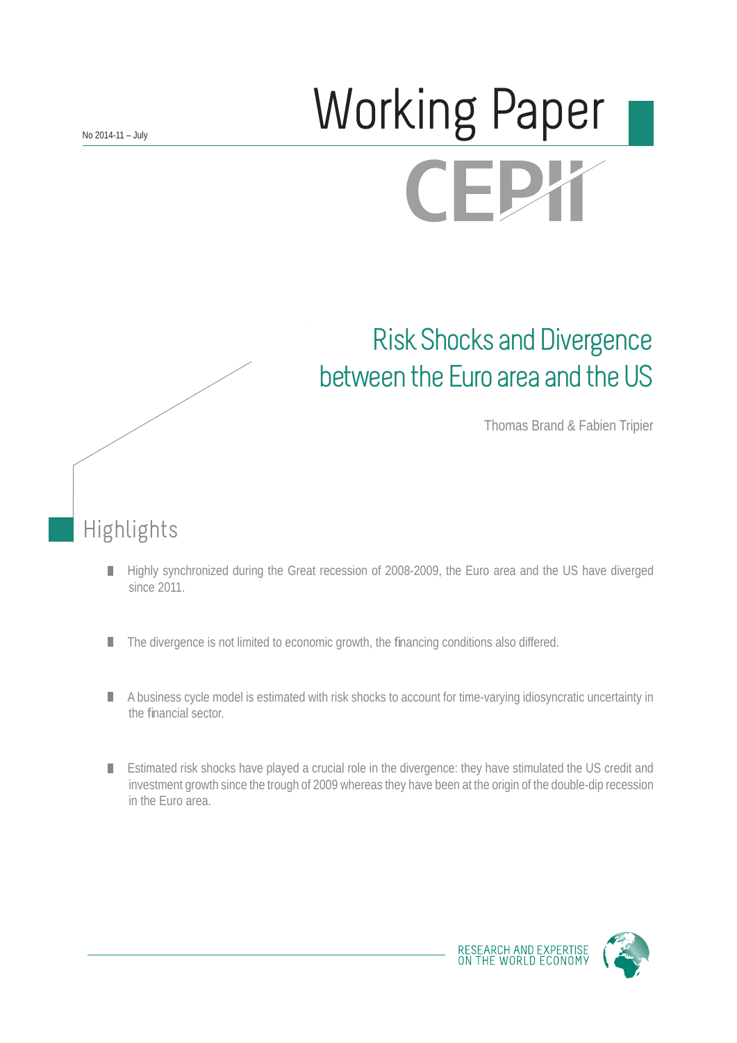No 2014-11 – July

# Working Paper

CEPII

## Risk Shocks and Divergence between the Euro area and the US

Thomas Brand & Fabien Tripier

## Highlights

- Highly synchronized during the Great recession of 2008-2009, the Euro area and the US have diverged since 2011.
- The divergence is not limited to economic growth, the financing conditions also differed.
- A business cycle model is estimated with risk shocks to account for time-varying idiosyncratic uncertainty in the financial sector.
- Estimated risk shocks have played a crucial role in the divergence: they have stimulated the US credit and investment growth since the trough of 2009 whereas they have been at the origin of the double-dip recession in the Euro area.

RESEARCH AND EXPERTISE ON THE WORLD ECONOMY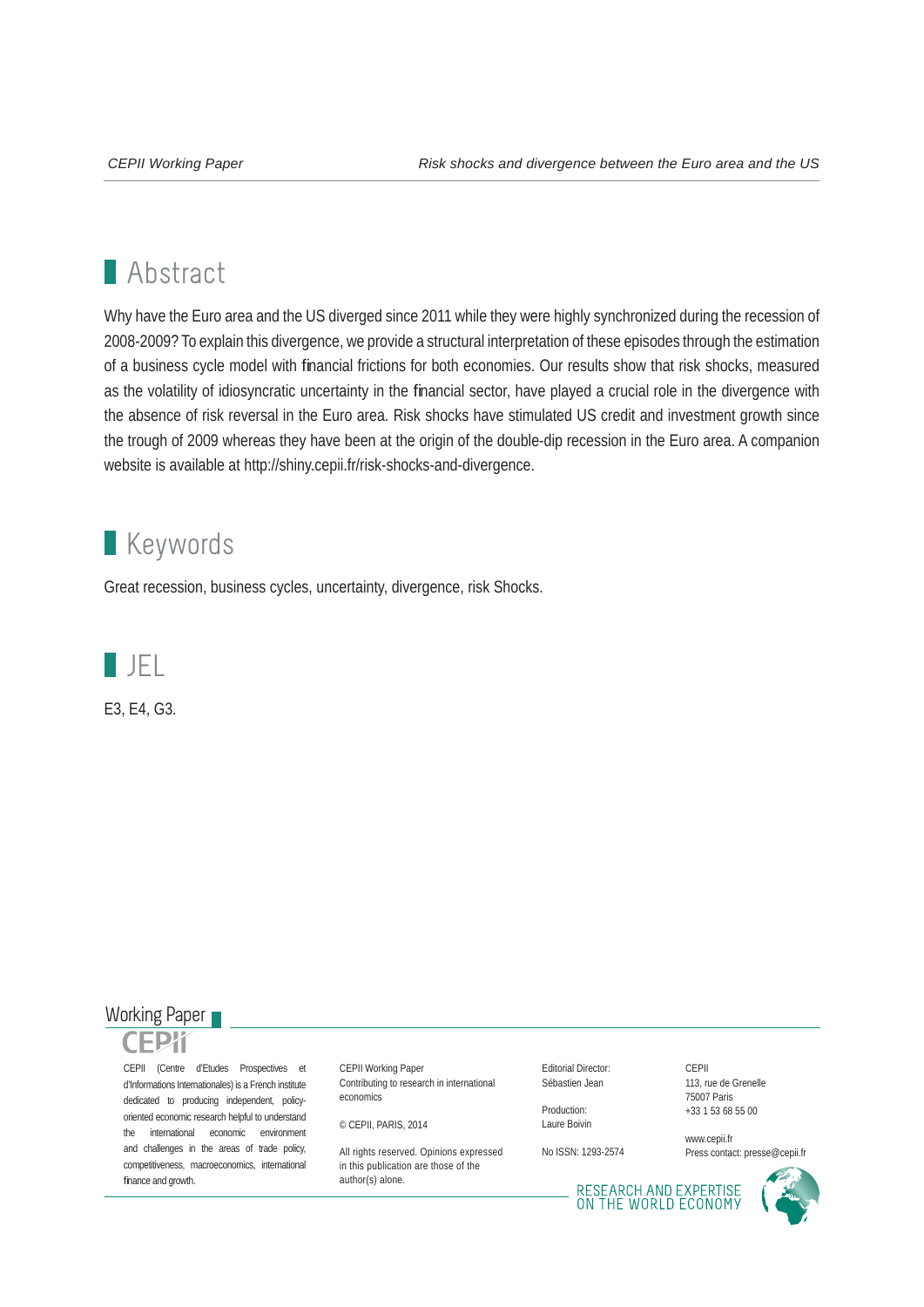## Abstract

Why have the Euro area and the US diverged since 2011 while they were highly synchronized during the recession of 2008-2009? To explain this divergence, we provide a structural interpretation of these episodes through the estimation of a business cycle model with financial frictions for both economies. Our results show that risk shocks, measured as the volatility of idiosyncratic uncertainty in the financial sector, have played a crucial role in the divergence with the absence of risk reversal in the Euro area. Risk shocks have stimulated US credit and investment growth since the trough of 2009 whereas they have been at the origin of the double-dip recession in the Euro area. A companion website is available at http://shiny.cepii.fr/risk-shocks-and-divergence.

## Keywords

Great recession, business cycles, uncertainty, divergence, risk Shocks.

## JEL

E3, E4, G3.

Working Paper

CEPII

CEPII (Centre d'Etudes Prospectives et d'Informations Internationales) is a French institute dedicated to producing independent, policy-oriented economic research helpful to understand the international economic environment and challenges in the areas of trade policy, competitiveness, macroeconomics, international finance and growth.

CEPII Working Paper
Contributing to research in international economics

© CEPII, PARIS, 2014

All rights reserved. Opinions expressed in this publication are those of the author(s) alone.

Editorial Director:
Sébastien Jean

Production:
Laure Boivin

No ISSN: 1293-2574

CEPII
113, rue de Grenelle
75007 Paris
+33 1 53 68 55 00

www.cepii.fr
Press contact: presse@cepii.fr

RESEARCH AND EXPERTISE ON THE WORLD ECONOMY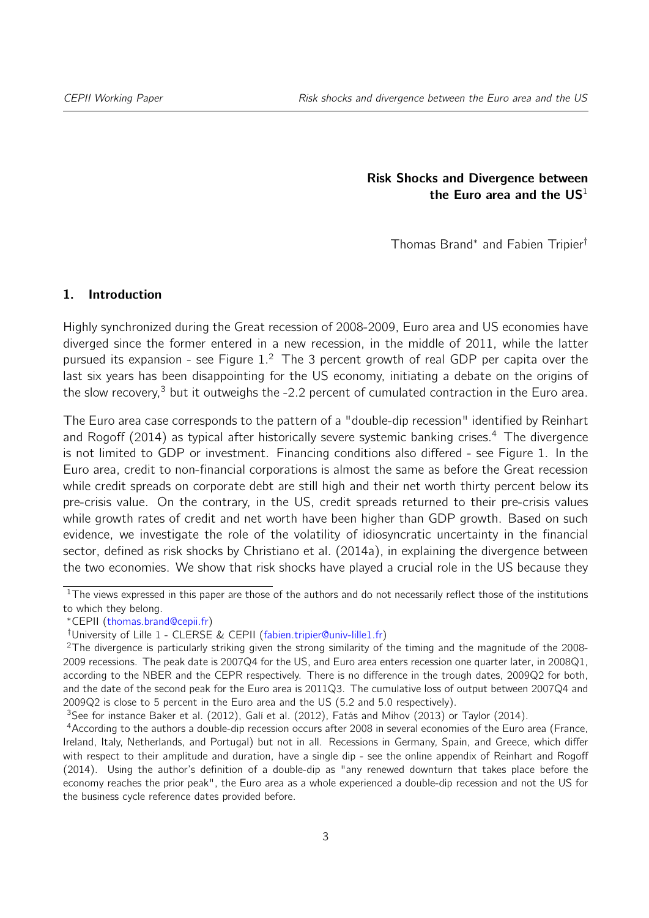# Risk Shocks and Divergence between the Euro area and the US[1]

Thomas Brand* and Fabien Tripier†

## 1. Introduction

Highly synchronized during the Great recession of 2008-2009, Euro area and US economies have diverged since the former entered in a new recession, in the middle of 2011, while the latter pursued its expansion - see Figure 1.[2] The 3 percent growth of real GDP per capita over the last six years has been disappointing for the US economy, initiating a debate on the origins of the slow recovery,[3] but it outweighs the -2.2 percent of cumulated contraction in the Euro area.

The Euro area case corresponds to the pattern of a "double-dip recession" identified by Reinhart and Rogoff (2014) as typical after historically severe systemic banking crises.[4] The divergence is not limited to GDP or investment. Financing conditions also differed - see Figure 1. In the Euro area, credit to non-financial corporations is almost the same as before the Great recession while credit spreads on corporate debt are still high and their net worth thirty percent below its pre-crisis value. On the contrary, in the US, credit spreads returned to their pre-crisis values while growth rates of credit and net worth have been higher than GDP growth. Based on such evidence, we investigate the role of the volatility of idiosyncratic uncertainty in the financial sector, defined as risk shocks by Christiano et al. (2014a), in explaining the divergence between the two economies. We show that risk shocks have played a crucial role in the US because they

---

[1] The views expressed in this paper are those of the authors and do not necessarily reflect those of the institutions to which they belong.

*CEPII (thomas.brand@cepii.fr)

†University of Lille 1 - CLERSE & CEPII (fabien.tripier@univ-lille1.fr)

[2] The divergence is particularly striking given the strong similarity of the timing and the magnitude of the 2008-2009 recessions. The peak date is 2007Q4 for the US, and Euro area enters recession one quarter later, in 2008Q1, according to the NBER and the CEPR respectively. There is no difference in the trough dates, 2009Q2 for both, and the date of the second peak for the Euro area is 2011Q3. The cumulative loss of output between 2007Q4 and 2009Q2 is close to 5 percent in the Euro area and the US (5.2 and 5.0 respectively).

[3] See for instance Baker et al. (2012), Galí et al. (2012), Fatás and Mihov (2013) or Taylor (2014).

[4] According to the authors a double-dip recession occurs after 2008 in several economies of the Euro area (France, Ireland, Italy, Netherlands, and Portugal) but not in all. Recessions in Germany, Spain, and Greece, which differ with respect to their amplitude and duration, have a single dip - see the online appendix of Reinhart and Rogoff (2014). Using the author's definition of a double-dip as "any renewed downturn that takes place before the economy reaches the prior peak", the Euro area as a whole experienced a double-dip recession and not the US for the business cycle reference dates provided before.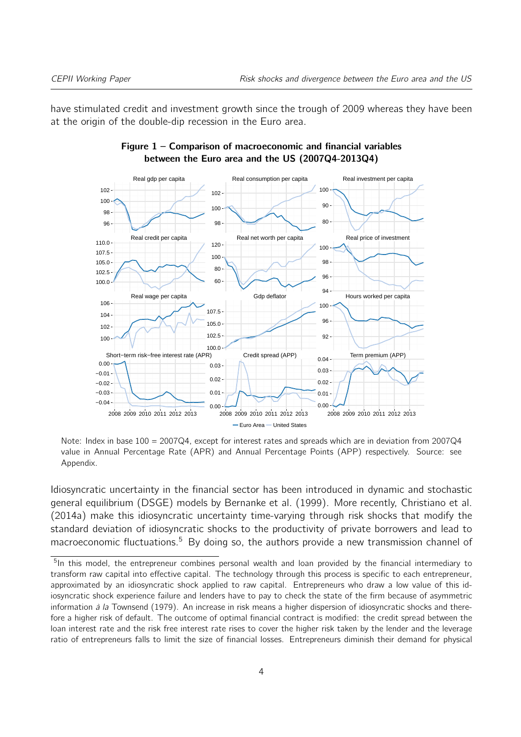have stimulated credit and investment growth since the trough of 2009 whereas they have been at the origin of the double-dip recession in the Euro area.

**Figure 1 – Comparison of macroeconomic and financial variables between the Euro area and the US (2007Q4-2013Q4)**

Note: Index in base 100 = 2007Q4, except for interest rates and spreads which are in deviation from 2007Q4 value in Annual Percentage Rate (APR) and Annual Percentage Points (APP) respectively. Source: see Appendix.

Idiosyncratic uncertainty in the financial sector has been introduced in dynamic and stochastic general equilibrium (DSGE) models by Bernanke et al. (1999). More recently, Christiano et al. (2014a) make this idiosyncratic uncertainty time-varying through risk shocks that modify the standard deviation of idiosyncratic shocks to the productivity of private borrowers and lead to macroeconomic fluctuations.[5] By doing so, the authors provide a new transmission channel of

[5]In this model, the entrepreneur combines personal wealth and loan provided by the financial intermediary to transform raw capital into effective capital. The technology through this process is specific to each entrepreneur, approximated by an idiosyncratic shock applied to raw capital. Entrepreneurs who draw a low value of this idiosyncratic shock experience failure and lenders have to pay to check the state of the firm because of asymmetric information *à la* Townsend (1979). An increase in risk means a higher dispersion of idiosyncratic shocks and therefore a higher risk of default. The outcome of optimal financial contract is modified: the credit spread between the loan interest rate and the risk free interest rate rises to cover the higher risk taken by the lender and the leverage ratio of entrepreneurs falls to limit the size of financial losses. Entrepreneurs diminish their demand for physical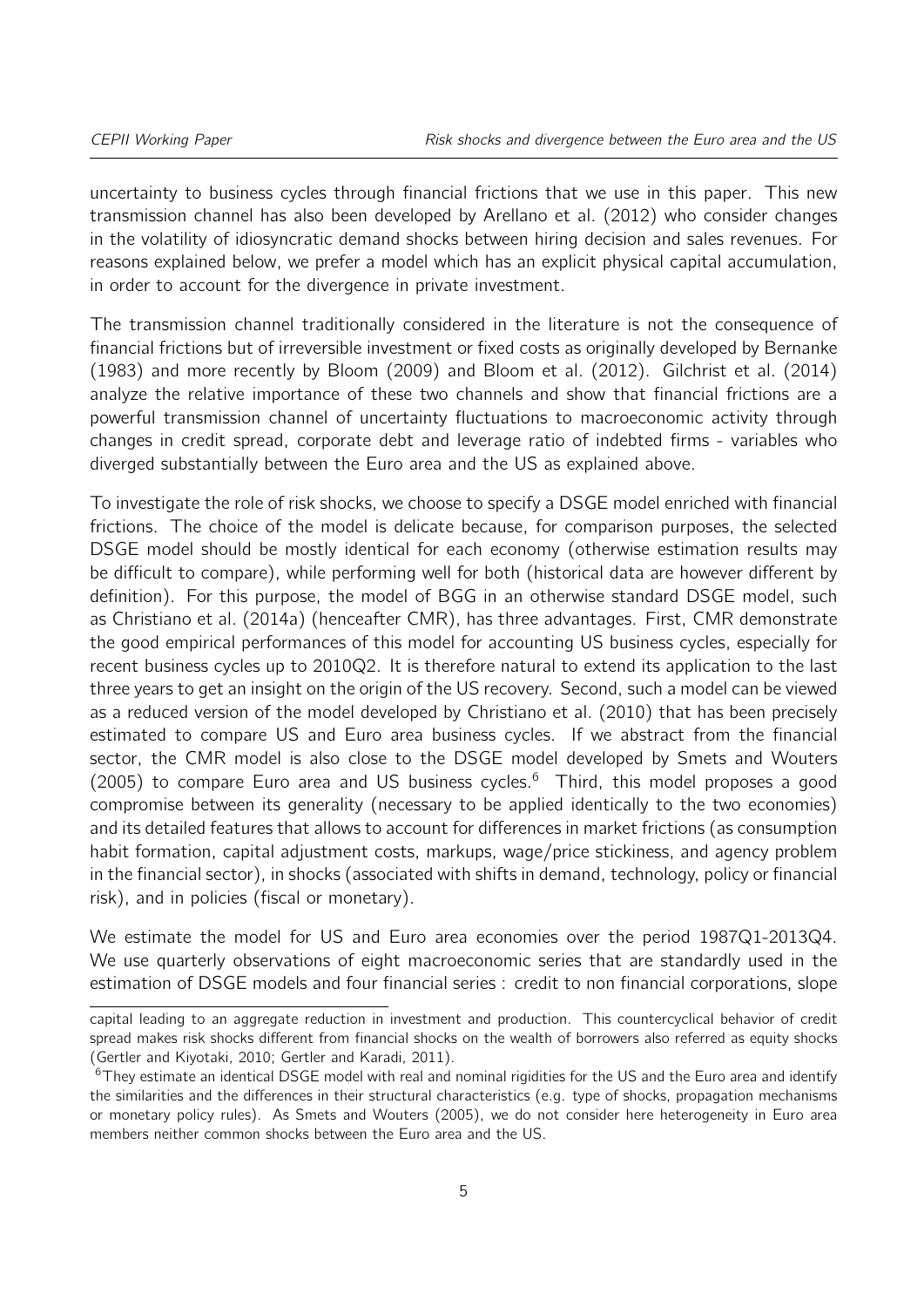uncertainty to business cycles through financial frictions that we use in this paper. This new transmission channel has also been developed by Arellano et al. (2012) who consider changes in the volatility of idiosyncratic demand shocks between hiring decision and sales revenues. For reasons explained below, we prefer a model which has an explicit physical capital accumulation, in order to account for the divergence in private investment.

The transmission channel traditionally considered in the literature is not the consequence of financial frictions but of irreversible investment or fixed costs as originally developed by Bernanke (1983) and more recently by Bloom (2009) and Bloom et al. (2012). Gilchrist et al. (2014) analyze the relative importance of these two channels and show that financial frictions are a powerful transmission channel of uncertainty fluctuations to macroeconomic activity through changes in credit spread, corporate debt and leverage ratio of indebted firms - variables who diverged substantially between the Euro area and the US as explained above.

To investigate the role of risk shocks, we choose to specify a DSGE model enriched with financial frictions. The choice of the model is delicate because, for comparison purposes, the selected DSGE model should be mostly identical for each economy (otherwise estimation results may be difficult to compare), while performing well for both (historical data are however different by definition). For this purpose, the model of BGG in an otherwise standard DSGE model, such as Christiano et al. (2014a) (henceafter CMR), has three advantages. First, CMR demonstrate the good empirical performances of this model for accounting US business cycles, especially for recent business cycles up to 2010Q2. It is therefore natural to extend its application to the last three years to get an insight on the origin of the US recovery. Second, such a model can be viewed as a reduced version of the model developed by Christiano et al. (2010) that has been precisely estimated to compare US and Euro area business cycles. If we abstract from the financial sector, the CMR model is also close to the DSGE model developed by Smets and Wouters (2005) to compare Euro area and US business cycles.[6] Third, this model proposes a good compromise between its generality (necessary to be applied identically to the two economies) and its detailed features that allows to account for differences in market frictions (as consumption habit formation, capital adjustment costs, markups, wage/price stickiness, and agency problem in the financial sector), in shocks (associated with shifts in demand, technology, policy or financial risk), and in policies (fiscal or monetary).

We estimate the model for US and Euro area economies over the period 1987Q1-2013Q4. We use quarterly observations of eight macroeconomic series that are standardly used in the estimation of DSGE models and four financial series : credit to non financial corporations, slope

---

capital leading to an aggregate reduction in investment and production. This countercyclical behavior of credit spread makes risk shocks different from financial shocks on the wealth of borrowers also referred as equity shocks (Gertler and Kiyotaki, 2010; Gertler and Karadi, 2011).

[6] They estimate an identical DSGE model with real and nominal rigidities for the US and the Euro area and identify the similarities and the differences in their structural characteristics (e.g. type of shocks, propagation mechanisms or monetary policy rules). As Smets and Wouters (2005), we do not consider here heterogeneity in Euro area members neither common shocks between the Euro area and the US.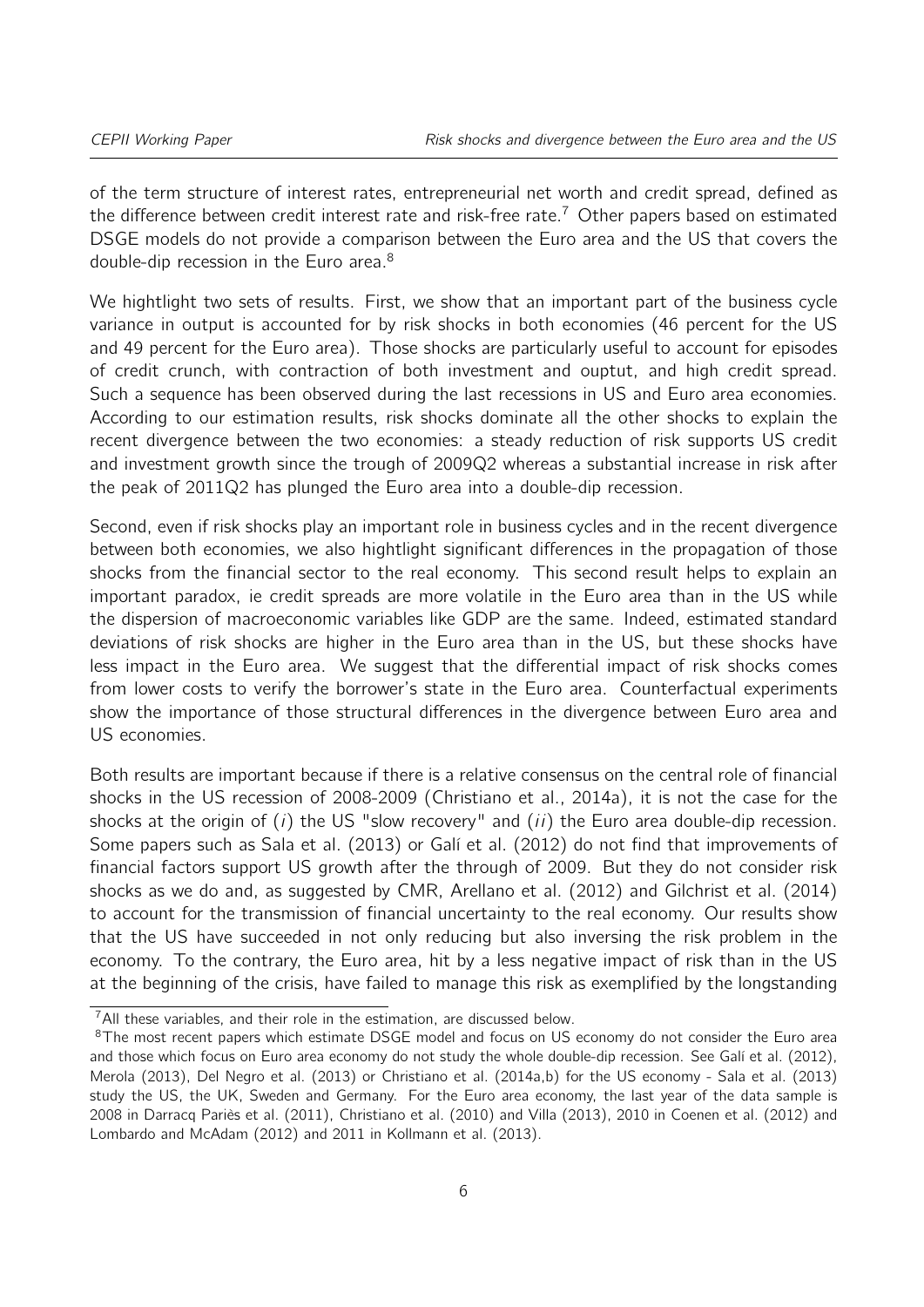of the term structure of interest rates, entrepreneurial net worth and credit spread, defined as the difference between credit interest rate and risk-free rate.[7] Other papers based on estimated DSGE models do not provide a comparison between the Euro area and the US that covers the double-dip recession in the Euro area.[8]

We hightlight two sets of results. First, we show that an important part of the business cycle variance in output is accounted for by risk shocks in both economies (46 percent for the US and 49 percent for the Euro area). Those shocks are particularly useful to account for episodes of credit crunch, with contraction of both investment and ouptut, and high credit spread. Such a sequence has been observed during the last recessions in US and Euro area economies. According to our estimation results, risk shocks dominate all the other shocks to explain the recent divergence between the two economies: a steady reduction of risk supports US credit and investment growth since the trough of 2009Q2 whereas a substantial increase in risk after the peak of 2011Q2 has plunged the Euro area into a double-dip recession.

Second, even if risk shocks play an important role in business cycles and in the recent divergence between both economies, we also hightlight significant differences in the propagation of those shocks from the financial sector to the real economy. This second result helps to explain an important paradox, ie credit spreads are more volatile in the Euro area than in the US while the dispersion of macroeconomic variables like GDP are the same. Indeed, estimated standard deviations of risk shocks are higher in the Euro area than in the US, but these shocks have less impact in the Euro area. We suggest that the differential impact of risk shocks comes from lower costs to verify the borrower's state in the Euro area. Counterfactual experiments show the importance of those structural differences in the divergence between Euro area and US economies.

Both results are important because if there is a relative consensus on the central role of financial shocks in the US recession of 2008-2009 (Christiano et al., 2014a), it is not the case for the shocks at the origin of (*i*) the US "slow recovery" and (*ii*) the Euro area double-dip recession. Some papers such as Sala et al. (2013) or Galí et al. (2012) do not find that improvements of financial factors support US growth after the through of 2009. But they do not consider risk shocks as we do and, as suggested by CMR, Arellano et al. (2012) and Gilchrist et al. (2014) to account for the transmission of financial uncertainty to the real economy. Our results show that the US have succeeded in not only reducing but also inversing the risk problem in the economy. To the contrary, the Euro area, hit by a less negative impact of risk than in the US at the beginning of the crisis, have failed to manage this risk as exemplified by the longstanding

[7] All these variables, and their role in the estimation, are discussed below.

[8] The most recent papers which estimate DSGE model and focus on US economy do not consider the Euro area and those which focus on Euro area economy do not study the whole double-dip recession. See Galí et al. (2012), Merola (2013), Del Negro et al. (2013) or Christiano et al. (2014a,b) for the US economy - Sala et al. (2013) study the US, the UK, Sweden and Germany. For the Euro area economy, the last year of the data sample is 2008 in Darracq Pariès et al. (2011), Christiano et al. (2010) and Villa (2013), 2010 in Coenen et al. (2012) and Lombardo and McAdam (2012) and 2011 in Kollmann et al. (2013).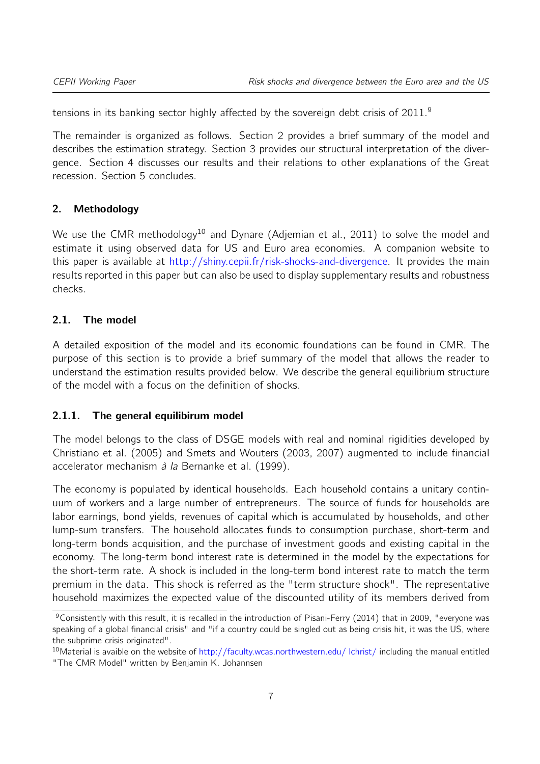tensions in its banking sector highly affected by the sovereign debt crisis of 2011.[9]

The remainder is organized as follows. Section 2 provides a brief summary of the model and describes the estimation strategy. Section 3 provides our structural interpretation of the divergence. Section 4 discusses our results and their relations to other explanations of the Great recession. Section 5 concludes.

## 2. Methodology

We use the CMR methodology[10] and Dynare (Adjemian et al., 2011) to solve the model and estimate it using observed data for US and Euro area economies. A companion website to this paper is available at http://shiny.cepii.fr/risk-shocks-and-divergence. It provides the main results reported in this paper but can also be used to display supplementary results and robustness checks.

### 2.1. The model

A detailed exposition of the model and its economic foundations can be found in CMR. The purpose of this section is to provide a brief summary of the model that allows the reader to understand the estimation results provided below. We describe the general equilibrium structure of the model with a focus on the definition of shocks.

#### 2.1.1. The general equilibirum model

The model belongs to the class of DSGE models with real and nominal rigidities developed by Christiano et al. (2005) and Smets and Wouters (2003, 2007) augmented to include financial accelerator mechanism *à la* Bernanke et al. (1999).

The economy is populated by identical households. Each household contains a unitary continuum of workers and a large number of entrepreneurs. The source of funds for households are labor earnings, bond yields, revenues of capital which is accumulated by households, and other lump-sum transfers. The household allocates funds to consumption purchase, short-term and long-term bonds acquisition, and the purchase of investment goods and existing capital in the economy. The long-term bond interest rate is determined in the model by the expectations for the short-term rate. A shock is included in the long-term bond interest rate to match the term premium in the data. This shock is referred as the "term structure shock". The representative household maximizes the expected value of the discounted utility of its members derived from

[9] Consistently with this result, it is recalled in the introduction of Pisani-Ferry (2014) that in 2009, "everyone was speaking of a global financial crisis" and "if a country could be singled out as being crisis hit, it was the US, where the subprime crisis originated".

[10] Material is avaible on the website of http://faculty.wcas.northwestern.edu/ lchrist/ including the manual entitled "The CMR Model" written by Benjamin K. Johannsen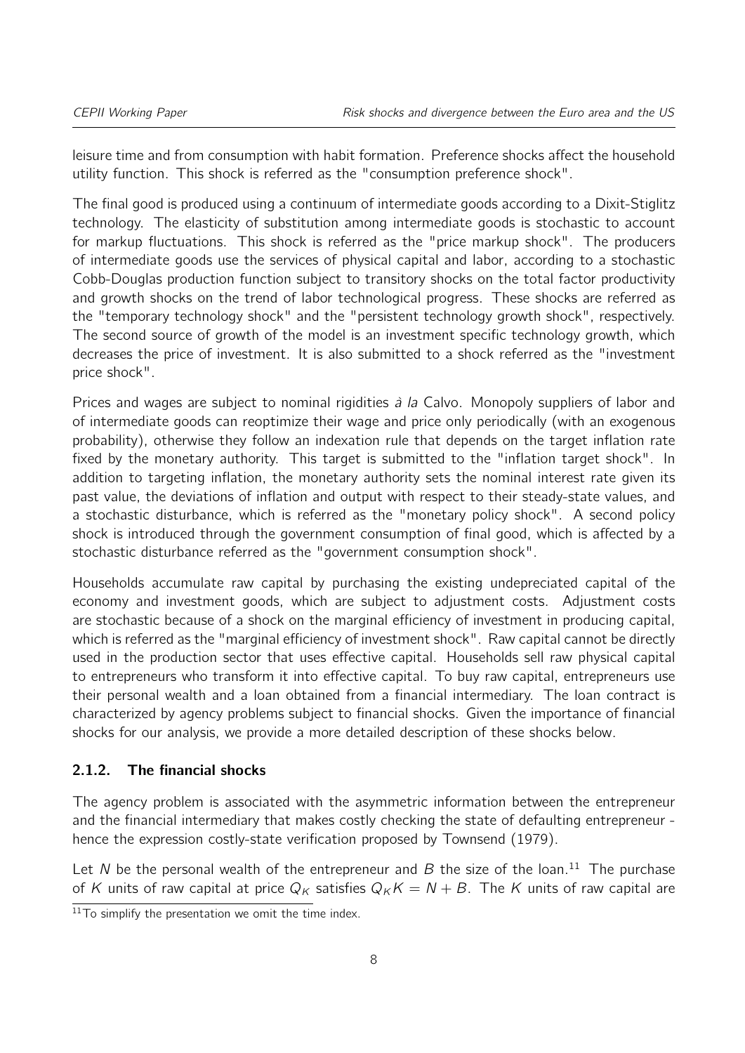leisure time and from consumption with habit formation. Preference shocks affect the household utility function. This shock is referred as the "consumption preference shock".

The final good is produced using a continuum of intermediate goods according to a Dixit-Stiglitz technology. The elasticity of substitution among intermediate goods is stochastic to account for markup fluctuations. This shock is referred as the "price markup shock". The producers of intermediate goods use the services of physical capital and labor, according to a stochastic Cobb-Douglas production function subject to transitory shocks on the total factor productivity and growth shocks on the trend of labor technological progress. These shocks are referred as the "temporary technology shock" and the "persistent technology growth shock", respectively. The second source of growth of the model is an investment specific technology growth, which decreases the price of investment. It is also submitted to a shock referred as the "investment price shock".

Prices and wages are subject to nominal rigidities *à la* Calvo. Monopoly suppliers of labor and of intermediate goods can reoptimize their wage and price only periodically (with an exogenous probability), otherwise they follow an indexation rule that depends on the target inflation rate fixed by the monetary authority. This target is submitted to the "inflation target shock". In addition to targeting inflation, the monetary authority sets the nominal interest rate given its past value, the deviations of inflation and output with respect to their steady-state values, and a stochastic disturbance, which is referred as the "monetary policy shock". A second policy shock is introduced through the government consumption of final good, which is affected by a stochastic disturbance referred as the "government consumption shock".

Households accumulate raw capital by purchasing the existing undepreciated capital of the economy and investment goods, which are subject to adjustment costs. Adjustment costs are stochastic because of a shock on the marginal efficiency of investment in producing capital, which is referred as the "marginal efficiency of investment shock". Raw capital cannot be directly used in the production sector that uses effective capital. Households sell raw physical capital to entrepreneurs who transform it into effective capital. To buy raw capital, entrepreneurs use their personal wealth and a loan obtained from a financial intermediary. The loan contract is characterized by agency problems subject to financial shocks. Given the importance of financial shocks for our analysis, we provide a more detailed description of these shocks below.

### 2.1.2. The financial shocks

The agency problem is associated with the asymmetric information between the entrepreneur and the financial intermediary that makes costly checking the state of defaulting entrepreneur - hence the expression costly-state verification proposed by Townsend (1979).

Let $N$ be the personal wealth of the entrepreneur and $B$ the size of the loan.[11] The purchase of $K$ units of raw capital at price $Q_K$ satisfies $Q_K K = N + B$. The $K$ units of raw capital are

[11] To simplify the presentation we omit the time index.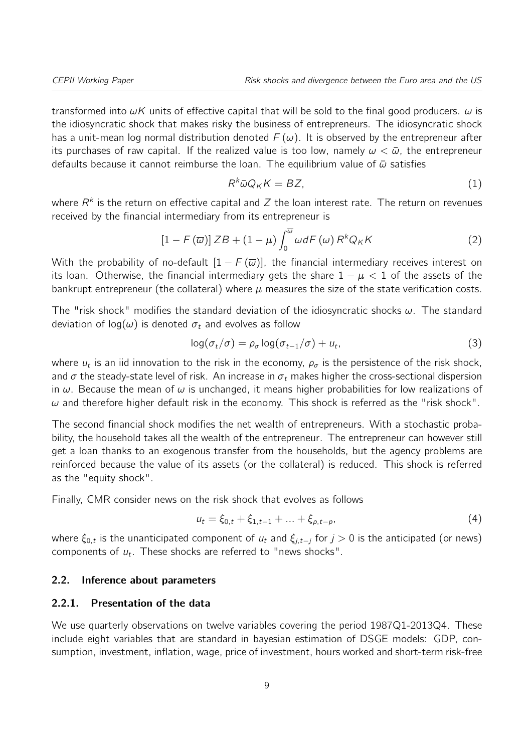transformed into $\omega K$ units of effective capital that will be sold to the final good producers. $\omega$ is the idiosyncratic shock that makes risky the business of entrepreneurs. The idiosyncratic shock has a unit-mean log normal distribution denoted $F(\omega)$. It is observed by the entrepreneur after its purchases of raw capital. If the realized value is too low, namely $\omega < \bar{\omega}$, the entrepreneur defaults because it cannot reimburse the loan. The equilibrium value of $\bar{\omega}$ satisfies

$$R^k \bar{\omega} Q_K K = BZ, \tag{1}$$

where $R^k$ is the return on effective capital and $Z$ the loan interest rate. The return on revenues received by the financial intermediary from its entrepreneur is

$$[1 - F(\overline{\omega})] ZB + (1 - \mu) \int_0^{\overline{\omega}} \omega dF(\omega) R^k Q_K K \tag{2}$$

With the probability of no-default $[1 - F(\overline{\omega})]$, the financial intermediary receives interest on its loan. Otherwise, the financial intermediary gets the share $1 - \mu < 1$ of the assets of the bankrupt entrepreneur (the collateral) where $\mu$ measures the size of the state verification costs.

The "risk shock" modifies the standard deviation of the idiosyncratic shocks $\omega$. The standard deviation of $\log(\omega)$ is denoted $\sigma_t$ and evolves as follow

$$\log(\sigma_t/\sigma) = \rho_\sigma \log(\sigma_{t-1}/\sigma) + u_t, \tag{3}$$

where $u_t$ is an iid innovation to the risk in the economy, $\rho_\sigma$ is the persistence of the risk shock, and $\sigma$ the steady-state level of risk. An increase in $\sigma_t$ makes higher the cross-sectional dispersion in $\omega$. Because the mean of $\omega$ is unchanged, it means higher probabilities for low realizations of $\omega$ and therefore higher default risk in the economy. This shock is referred as the "risk shock".

The second financial shock modifies the net wealth of entrepreneurs. With a stochastic probability, the household takes all the wealth of the entrepreneur. The entrepreneur can however still get a loan thanks to an exogenous transfer from the households, but the agency problems are reinforced because the value of its assets (or the collateral) is reduced. This shock is referred as the "equity shock".

Finally, CMR consider news on the risk shock that evolves as follows

$$u_t = \xi_{0,t} + \xi_{1,t-1} + ... + \xi_{p,t-p}, \tag{4}$$

where $\xi_{0,t}$ is the unanticipated component of $u_t$ and $\xi_{j,t-j}$ for $j > 0$ is the anticipated (or news) components of $u_t$. These shocks are referred to "news shocks".

### 2.2. Inference about parameters

#### 2.2.1. Presentation of the data

We use quarterly observations on twelve variables covering the period 1987Q1-2013Q4. These include eight variables that are standard in bayesian estimation of DSGE models: GDP, consumption, investment, inflation, wage, price of investment, hours worked and short-term risk-free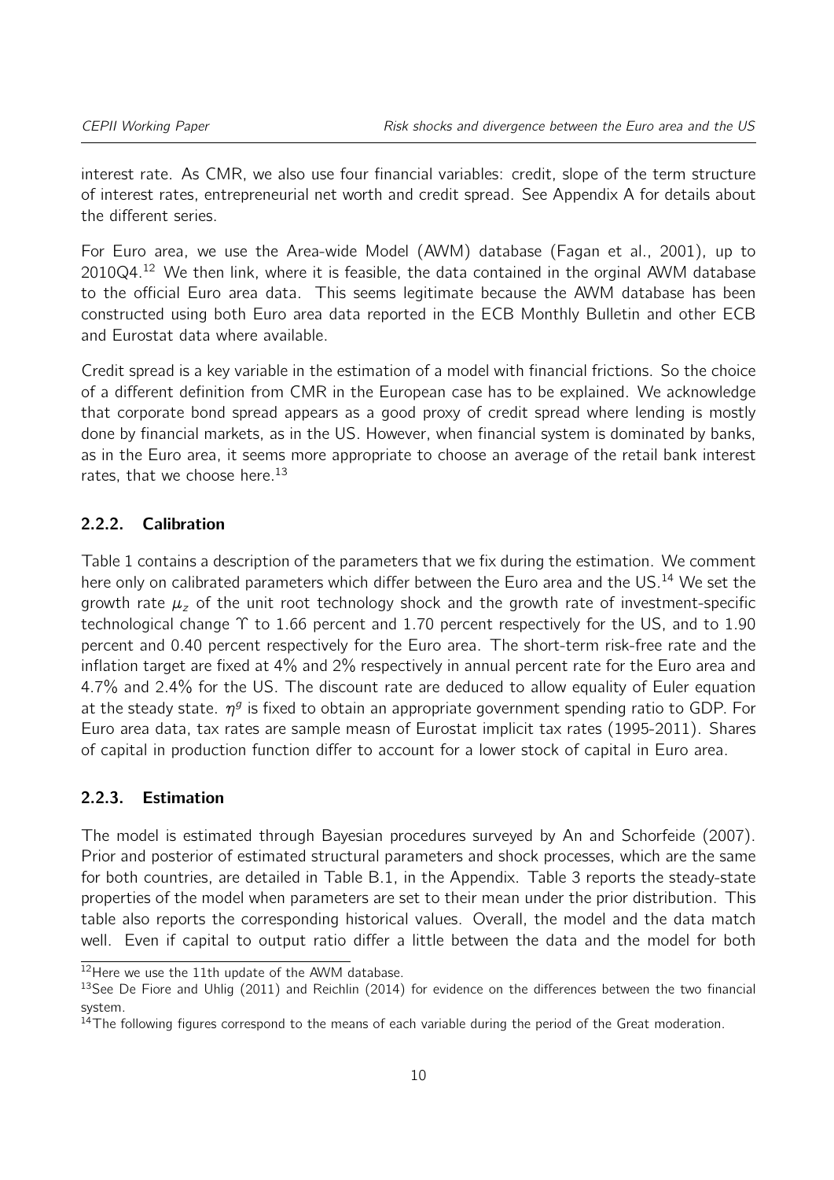interest rate. As CMR, we also use four financial variables: credit, slope of the term structure of interest rates, entrepreneurial net worth and credit spread. See Appendix A for details about the different series.

For Euro area, we use the Area-wide Model (AWM) database (Fagan et al., 2001), up to 2010Q4.[12] We then link, where it is feasible, the data contained in the orginal AWM database to the official Euro area data. This seems legitimate because the AWM database has been constructed using both Euro area data reported in the ECB Monthly Bulletin and other ECB and Eurostat data where available.

Credit spread is a key variable in the estimation of a model with financial frictions. So the choice of a different definition from CMR in the European case has to be explained. We acknowledge that corporate bond spread appears as a good proxy of credit spread where lending is mostly done by financial markets, as in the US. However, when financial system is dominated by banks, as in the Euro area, it seems more appropriate to choose an average of the retail bank interest rates, that we choose here.[13]

### 2.2.2. Calibration

Table 1 contains a description of the parameters that we fix during the estimation. We comment here only on calibrated parameters which differ between the Euro area and the US.[14] We set the growth rate $\mu_z$ of the unit root technology shock and the growth rate of investment-specific technological change $\Upsilon$ to 1.66 percent and 1.70 percent respectively for the US, and to 1.90 percent and 0.40 percent respectively for the Euro area. The short-term risk-free rate and the inflation target are fixed at 4% and 2% respectively in annual percent rate for the Euro area and 4.7% and 2.4% for the US. The discount rate are deduced to allow equality of Euler equation at the steady state. $\eta^g$ is fixed to obtain an appropriate government spending ratio to GDP. For Euro area data, tax rates are sample measn of Eurostat implicit tax rates (1995-2011). Shares of capital in production function differ to account for a lower stock of capital in Euro area.

### 2.2.3. Estimation

The model is estimated through Bayesian procedures surveyed by An and Schorfeide (2007). Prior and posterior of estimated structural parameters and shock processes, which are the same for both countries, are detailed in Table B.1, in the Appendix. Table 3 reports the steady-state properties of the model when parameters are set to their mean under the prior distribution. This table also reports the corresponding historical values. Overall, the model and the data match well. Even if capital to output ratio differ a little between the data and the model for both

[12] Here we use the 11th update of the AWM database.

[13] See De Fiore and Uhlig (2011) and Reichlin (2014) for evidence on the differences between the two financial system.

[14] The following figures correspond to the means of each variable during the period of the Great moderation.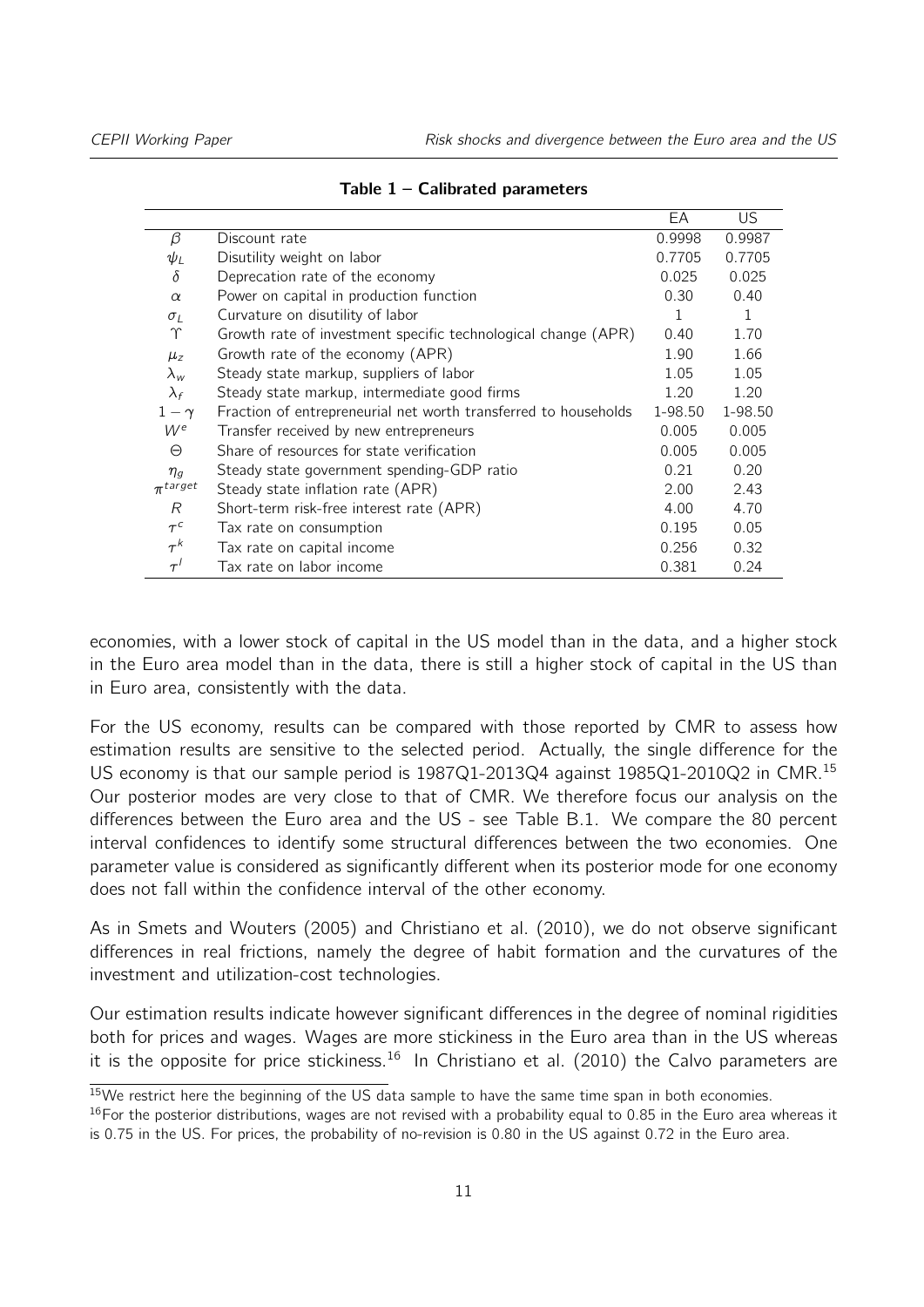**Table 1 – Calibrated parameters**

| | | EA | US |
|---|---|---|---|
| $\beta$ | Discount rate | 0.9998 | 0.9987 |
| $\psi_L$ | Disutility weight on labor | 0.7705 | 0.7705 |
| $\delta$ | Deprecation rate of the economy | 0.025 | 0.025 |
| $\alpha$ | Power on capital in production function | 0.30 | 0.40 |
| $\sigma_L$ | Curvature on disutility of labor | 1 | 1 |
| $\Upsilon$ | Growth rate of investment specific technological change (APR) | 0.40 | 1.70 |
| $\mu_z$ | Growth rate of the economy (APR) | 1.90 | 1.66 |
| $\lambda_w$ | Steady state markup, suppliers of labor | 1.05 | 1.05 |
| $\lambda_f$ | Steady state markup, intermediate good firms | 1.20 | 1.20 |
| $1-\gamma$ | Fraction of entrepreneurial net worth transferred to households | 1-98.50 | 1-98.50 |
| $W^e$ | Transfer received by new entrepreneurs | 0.005 | 0.005 |
| $\Theta$ | Share of resources for state verification | 0.005 | 0.005 |
| $\eta_g$ | Steady state government spending-GDP ratio | 0.21 | 0.20 |
| $\pi^{target}$ | Steady state inflation rate (APR) | 2.00 | 2.43 |
| $R$ | Short-term risk-free interest rate (APR) | 4.00 | 4.70 |
| $\tau^c$ | Tax rate on consumption | 0.195 | 0.05 |
| $\tau^k$ | Tax rate on capital income | 0.256 | 0.32 |
| $\tau^l$ | Tax rate on labor income | 0.381 | 0.24 |

economies, with a lower stock of capital in the US model than in the data, and a higher stock in the Euro area model than in the data, there is still a higher stock of capital in the US than in Euro area, consistently with the data.

For the US economy, results can be compared with those reported by CMR to assess how estimation results are sensitive to the selected period. Actually, the single difference for the US economy is that our sample period is 1987Q1-2013Q4 against 1985Q1-2010Q2 in CMR.[15] Our posterior modes are very close to that of CMR. We therefore focus our analysis on the differences between the Euro area and the US - see Table B.1. We compare the 80 percent interval confidences to identify some structural differences between the two economies. One parameter value is considered as significantly different when its posterior mode for one economy does not fall within the confidence interval of the other economy.

As in Smets and Wouters (2005) and Christiano et al. (2010), we do not observe significant differences in real frictions, namely the degree of habit formation and the curvatures of the investment and utilization-cost technologies.

Our estimation results indicate however significant differences in the degree of nominal rigidities both for prices and wages. Wages are more stickiness in the Euro area than in the US whereas it is the opposite for price stickiness.[16] In Christiano et al. (2010) the Calvo parameters are

[15] We restrict here the beginning of the US data sample to have the same time span in both economies.

[16] For the posterior distributions, wages are not revised with a probability equal to 0.85 in the Euro area whereas it is 0.75 in the US. For prices, the probability of no-revision is 0.80 in the US against 0.72 in the Euro area.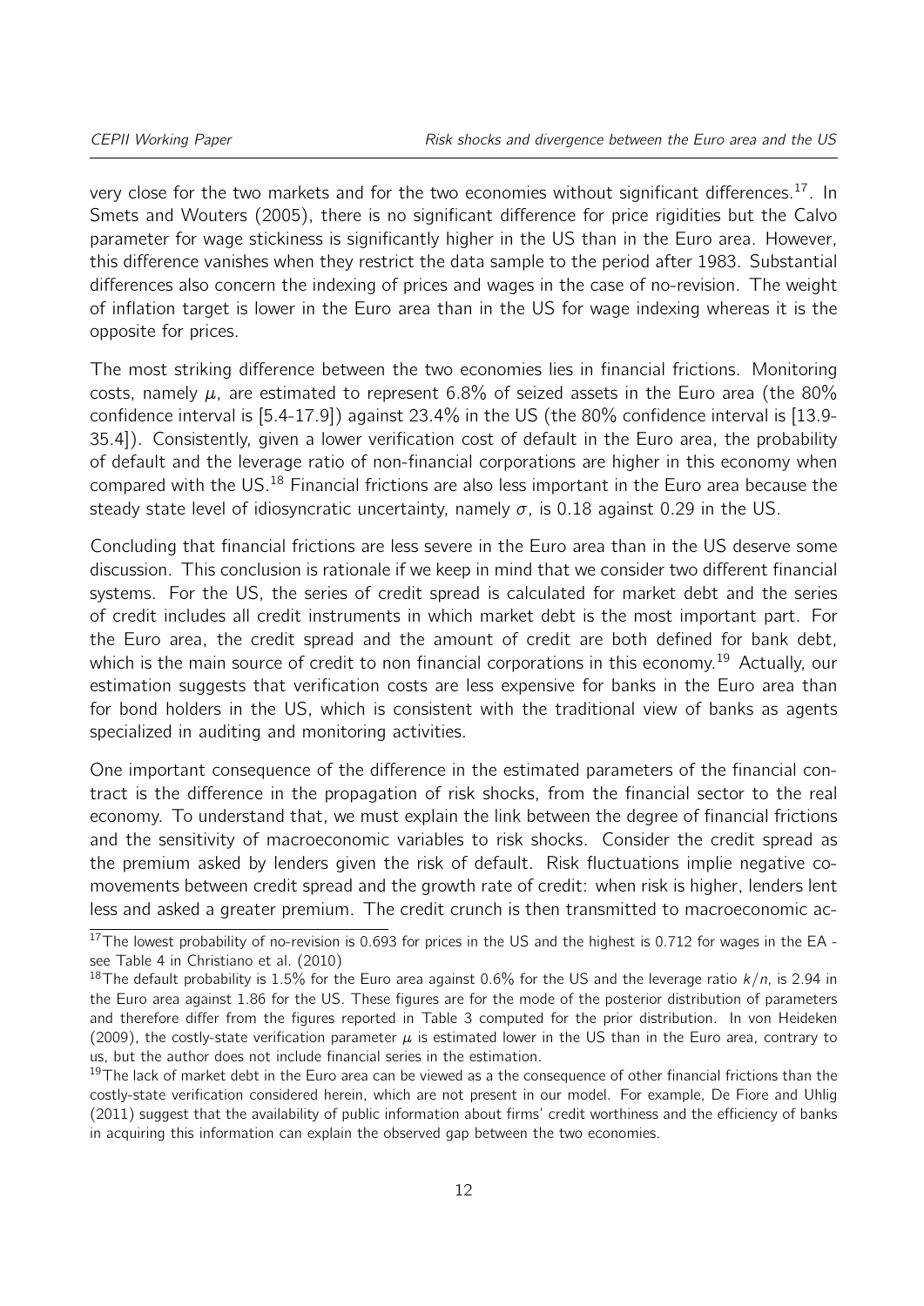very close for the two markets and for the two economies without significant differences.[17]. In Smets and Wouters (2005), there is no significant difference for price rigidities but the Calvo parameter for wage stickiness is significantly higher in the US than in the Euro area. However, this difference vanishes when they restrict the data sample to the period after 1983. Substantial differences also concern the indexing of prices and wages in the case of no-revision. The weight of inflation target is lower in the Euro area than in the US for wage indexing whereas it is the opposite for prices.

The most striking difference between the two economies lies in financial frictions. Monitoring costs, namely $\mu$, are estimated to represent 6.8% of seized assets in the Euro area (the 80% confidence interval is [5.4-17.9]) against 23.4% in the US (the 80% confidence interval is [13.9-35.4]). Consistently, given a lower verification cost of default in the Euro area, the probability of default and the leverage ratio of non-financial corporations are higher in this economy when compared with the US.[18] Financial frictions are also less important in the Euro area because the steady state level of idiosyncratic uncertainty, namely $\sigma$, is 0.18 against 0.29 in the US.

Concluding that financial frictions are less severe in the Euro area than in the US deserve some discussion. This conclusion is rationale if we keep in mind that we consider two different financial systems. For the US, the series of credit spread is calculated for market debt and the series of credit includes all credit instruments in which market debt is the most important part. For the Euro area, the credit spread and the amount of credit are both defined for bank debt, which is the main source of credit to non financial corporations in this economy.[19] Actually, our estimation suggests that verification costs are less expensive for banks in the Euro area than for bond holders in the US, which is consistent with the traditional view of banks as agents specialized in auditing and monitoring activities.

One important consequence of the difference in the estimated parameters of the financial contract is the difference in the propagation of risk shocks, from the financial sector to the real economy. To understand that, we must explain the link between the degree of financial frictions and the sensitivity of macroeconomic variables to risk shocks. Consider the credit spread as the premium asked by lenders given the risk of default. Risk fluctuations implie negative co-movements between credit spread and the growth rate of credit: when risk is higher, lenders lent less and asked a greater premium. The credit crunch is then transmitted to macroeconomic ac-

---

[17] The lowest probability of no-revision is 0.693 for prices in the US and the highest is 0.712 for wages in the EA - see Table 4 in Christiano et al. (2010)

[18] The default probability is 1.5% for the Euro area against 0.6% for the US and the leverage ratio $k/n$, is 2.94 in the Euro area against 1.86 for the US. These figures are for the mode of the posterior distribution of parameters and therefore differ from the figures reported in Table 3 computed for the prior distribution. In von Heideken (2009), the costly-state verification parameter $\mu$ is estimated lower in the US than in the Euro area, contrary to us, but the author does not include financial series in the estimation.

[19] The lack of market debt in the Euro area can be viewed as a the consequence of other financial frictions than the costly-state verification considered herein, which are not present in our model. For example, De Fiore and Uhlig (2011) suggest that the availability of public information about firms' credit worthiness and the efficiency of banks in acquiring this information can explain the observed gap between the two economies.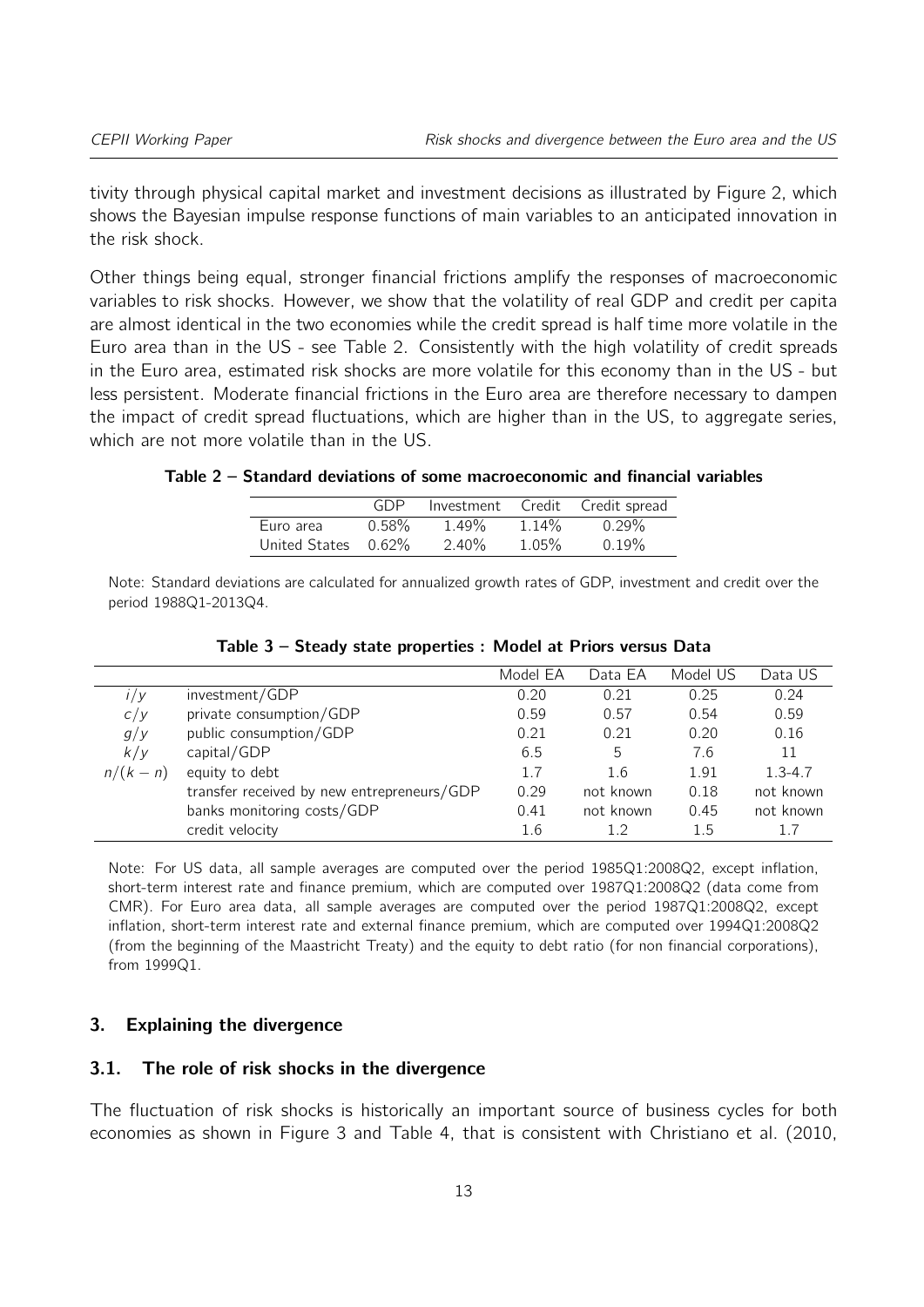tivity through physical capital market and investment decisions as illustrated by Figure 2, which shows the Bayesian impulse response functions of main variables to an anticipated innovation in the risk shock.

Other things being equal, stronger financial frictions amplify the responses of macroeconomic variables to risk shocks. However, we show that the volatility of real GDP and credit per capita are almost identical in the two economies while the credit spread is half time more volatile in the Euro area than in the US - see Table 2. Consistently with the high volatility of credit spreads in the Euro area, estimated risk shocks are more volatile for this economy than in the US - but less persistent. Moderate financial frictions in the Euro area are therefore necessary to dampen the impact of credit spread fluctuations, which are higher than in the US, to aggregate series, which are not more volatile than in the US.

**Table 2 – Standard deviations of some macroeconomic and financial variables**

| | GDP | Investment | Credit | Credit spread |
|---|---|---|---|---|
| Euro area | 0.58% | 1.49% | 1.14% | 0.29% |
| United States | 0.62% | 2.40% | 1.05% | 0.19% |

Note: Standard deviations are calculated for annualized growth rates of GDP, investment and credit over the period 1988Q1-2013Q4.

**Table 3 – Steady state properties : Model at Priors versus Data**

| | | Model EA | Data EA | Model US | Data US |
|---|---|---|---|---|---|
| $i/y$ | investment/GDP | 0.20 | 0.21 | 0.25 | 0.24 |
| $c/y$ | private consumption/GDP | 0.59 | 0.57 | 0.54 | 0.59 |
| $g/y$ | public consumption/GDP | 0.21 | 0.21 | 0.20 | 0.16 |
| $k/y$ | capital/GDP | 6.5 | 5 | 7.6 | 11 |
| $n/(k-n)$ | equity to debt | 1.7 | 1.6 | 1.91 | 1.3-4.7 |
| | transfer received by new entrepreneurs/GDP | 0.29 | not known | 0.18 | not known |
| | banks monitoring costs/GDP | 0.41 | not known | 0.45 | not known |
| | credit velocity | 1.6 | 1.2 | 1.5 | 1.7 |

Note: For US data, all sample averages are computed over the period 1985Q1:2008Q2, except inflation, short-term interest rate and finance premium, which are computed over 1987Q1:2008Q2 (data come from CMR). For Euro area data, all sample averages are computed over the period 1987Q1:2008Q2, except inflation, short-term interest rate and external finance premium, which are computed over 1994Q1:2008Q2 (from the beginning of the Maastricht Treaty) and the equity to debt ratio (for non financial corporations), from 1999Q1.

## 3. Explaining the divergence

### 3.1. The role of risk shocks in the divergence

The fluctuation of risk shocks is historically an important source of business cycles for both economies as shown in Figure 3 and Table 4, that is consistent with Christiano et al. (2010,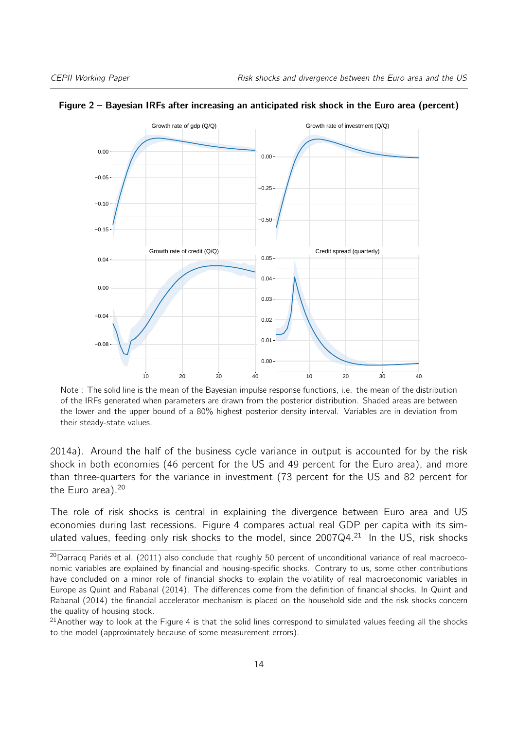**Figure 2 – Bayesian IRFs after increasing an anticipated risk shock in the Euro area (percent)**

Note : The solid line is the mean of the Bayesian impulse response functions, i.e. the mean of the distribution of the IRFs generated when parameters are drawn from the posterior distribution. Shaded areas are between the lower and the upper bound of a 80% highest posterior density interval. Variables are in deviation from their steady-state values.

2014a). Around the half of the business cycle variance in output is accounted for by the risk shock in both economies (46 percent for the US and 49 percent for the Euro area), and more than three-quarters for the variance in investment (73 percent for the US and 82 percent for the Euro area).[20]

The role of risk shocks is central in explaining the divergence between Euro area and US economies during last recessions. Figure 4 compares actual real GDP per capita with its simulated values, feeding only risk shocks to the model, since 2007Q4.[21] In the US, risk shocks

[20] Darracq Pariès et al. (2011) also conclude that roughly 50 percent of unconditional variance of real macroeconomic variables are explained by financial and housing-specific shocks. Contrary to us, some other contributions have concluded on a minor role of financial shocks to explain the volatility of real macroeconomic variables in Europe as Quint and Rabanal (2014). The differences come from the definition of financial shocks. In Quint and Rabanal (2014) the financial accelerator mechanism is placed on the household side and the risk shocks concern the quality of housing stock.

[21] Another way to look at the Figure 4 is that the solid lines correspond to simulated values feeding all the shocks to the model (approximately because of some measurement errors).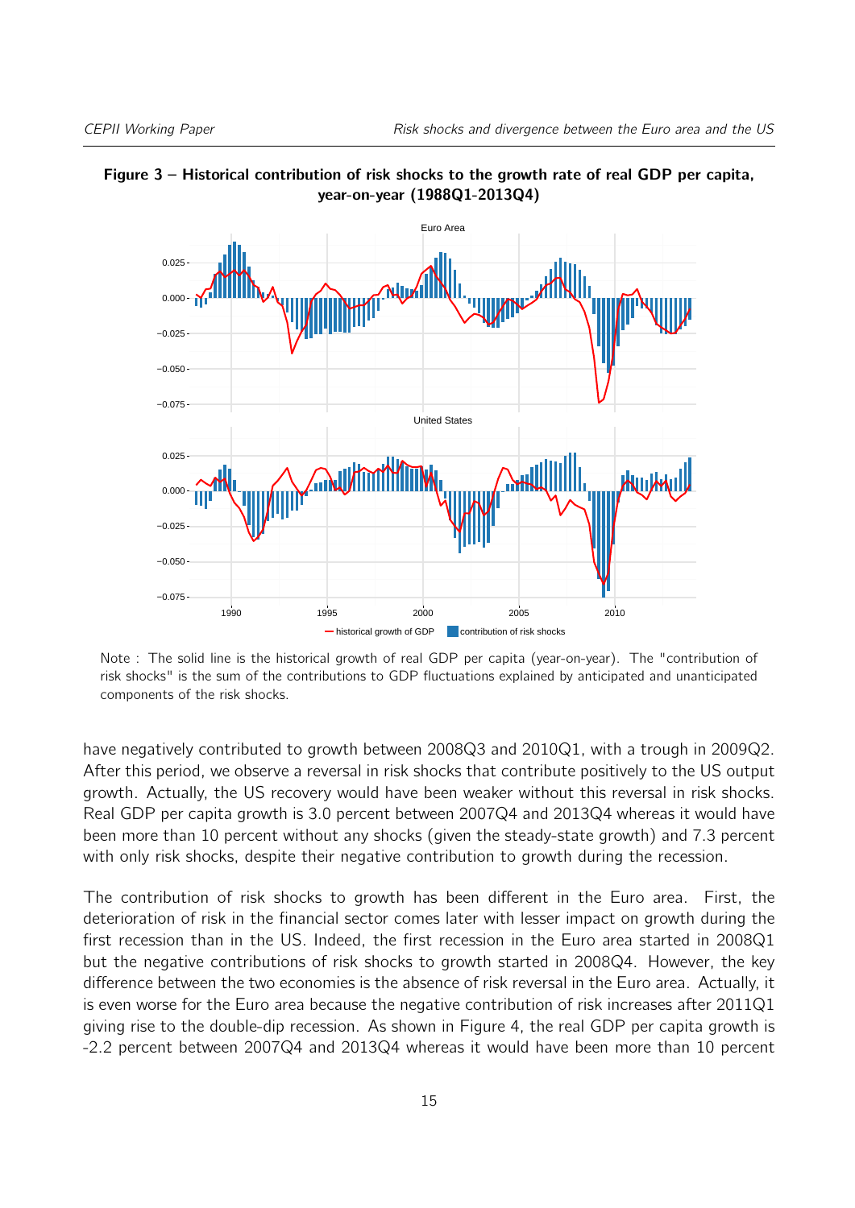**Figure 3 – Historical contribution of risk shocks to the growth rate of real GDP per capita, year-on-year (1988Q1-2013Q4)**

Note : The solid line is the historical growth of real GDP per capita (year-on-year). The "contribution of risk shocks" is the sum of the contributions to GDP fluctuations explained by anticipated and unanticipated components of the risk shocks.

have negatively contributed to growth between 2008Q3 and 2010Q1, with a trough in 2009Q2. After this period, we observe a reversal in risk shocks that contribute positively to the US output growth. Actually, the US recovery would have been weaker without this reversal in risk shocks. Real GDP per capita growth is 3.0 percent between 2007Q4 and 2013Q4 whereas it would have been more than 10 percent without any shocks (given the steady-state growth) and 7.3 percent with only risk shocks, despite their negative contribution to growth during the recession.

The contribution of risk shocks to growth has been different in the Euro area. First, the deterioration of risk in the financial sector comes later with lesser impact on growth during the first recession than in the US. Indeed, the first recession in the Euro area started in 2008Q1 but the negative contributions of risk shocks to growth started in 2008Q4. However, the key difference between the two economies is the absence of risk reversal in the Euro area. Actually, it is even worse for the Euro area because the negative contribution of risk increases after 2011Q1 giving rise to the double-dip recession. As shown in Figure 4, the real GDP per capita growth is -2.2 percent between 2007Q4 and 2013Q4 whereas it would have been more than 10 percent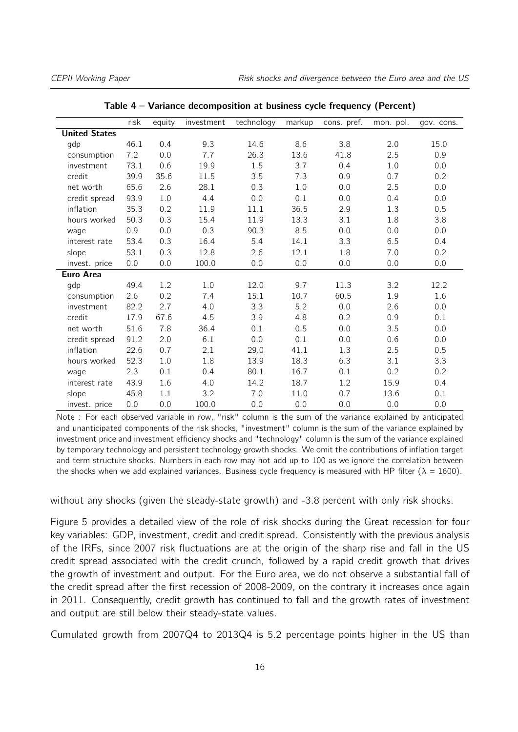**Table 4 – Variance decomposition at business cycle frequency (Percent)**

| | risk | equity | investment | technology | markup | cons. pref. | mon. pol. | gov. cons. |
|---|---|---|---|---|---|---|---|---|
| **United States** | | | | | | | | |
| gdp | 46.1 | 0.4 | 9.3 | 14.6 | 8.6 | 3.8 | 2.0 | 15.0 |
| consumption | 7.2 | 0.0 | 7.7 | 26.3 | 13.6 | 41.8 | 2.5 | 0.9 |
| investment | 73.1 | 0.6 | 19.9 | 1.5 | 3.7 | 0.4 | 1.0 | 0.0 |
| credit | 39.9 | 35.6 | 11.5 | 3.5 | 7.3 | 0.9 | 0.7 | 0.2 |
| net worth | 65.6 | 2.6 | 28.1 | 0.3 | 1.0 | 0.0 | 2.5 | 0.0 |
| credit spread | 93.9 | 1.0 | 4.4 | 0.0 | 0.1 | 0.0 | 0.4 | 0.0 |
| inflation | 35.3 | 0.2 | 11.9 | 11.1 | 36.5 | 2.9 | 1.3 | 0.5 |
| hours worked | 50.3 | 0.3 | 15.4 | 11.9 | 13.3 | 3.1 | 1.8 | 3.8 |
| wage | 0.9 | 0.0 | 0.3 | 90.3 | 8.5 | 0.0 | 0.0 | 0.0 |
| interest rate | 53.4 | 0.3 | 16.4 | 5.4 | 14.1 | 3.3 | 6.5 | 0.4 |
| slope | 53.1 | 0.3 | 12.8 | 2.6 | 12.1 | 1.8 | 7.0 | 0.2 |
| invest. price | 0.0 | 0.0 | 100.0 | 0.0 | 0.0 | 0.0 | 0.0 | 0.0 |
| **Euro Area** | | | | | | | | |
| gdp | 49.4 | 1.2 | 1.0 | 12.0 | 9.7 | 11.3 | 3.2 | 12.2 |
| consumption | 2.6 | 0.2 | 7.4 | 15.1 | 10.7 | 60.5 | 1.9 | 1.6 |
| investment | 82.2 | 2.7 | 4.0 | 3.3 | 5.2 | 0.0 | 2.6 | 0.0 |
| credit | 17.9 | 67.6 | 4.5 | 3.9 | 4.8 | 0.2 | 0.9 | 0.1 |
| net worth | 51.6 | 7.8 | 36.4 | 0.1 | 0.5 | 0.0 | 3.5 | 0.0 |
| credit spread | 91.2 | 2.0 | 6.1 | 0.0 | 0.1 | 0.0 | 0.6 | 0.0 |
| inflation | 22.6 | 0.7 | 2.1 | 29.0 | 41.1 | 1.3 | 2.5 | 0.5 |
| hours worked | 52.3 | 1.0 | 1.8 | 13.9 | 18.3 | 6.3 | 3.1 | 3.3 |
| wage | 2.3 | 0.1 | 0.4 | 80.1 | 16.7 | 0.1 | 0.2 | 0.2 |
| interest rate | 43.9 | 1.6 | 4.0 | 14.2 | 18.7 | 1.2 | 15.9 | 0.4 |
| slope | 45.8 | 1.1 | 3.2 | 7.0 | 11.0 | 0.7 | 13.6 | 0.1 |
| invest. price | 0.0 | 0.0 | 100.0 | 0.0 | 0.0 | 0.0 | 0.0 | 0.0 |

Note : For each observed variable in row, "risk" column is the sum of the variance explained by anticipated and unanticipated components of the risk shocks, "investment" column is the sum of the variance explained by investment price and investment efficiency shocks and "technology" column is the sum of the variance explained by temporary technology and persistent technology growth shocks. We omit the contributions of inflation target and term structure shocks. Numbers in each row may not add up to 100 as we ignore the correlation between the shocks when we add explained variances. Business cycle frequency is measured with HP filter ($\lambda$ = 1600).

without any shocks (given the steady-state growth) and -3.8 percent with only risk shocks.

Figure 5 provides a detailed view of the role of risk shocks during the Great recession for four key variables: GDP, investment, credit and credit spread. Consistently with the previous analysis of the IRFs, since 2007 risk fluctuations are at the origin of the sharp rise and fall in the US credit spread associated with the credit crunch, followed by a rapid credit growth that drives the growth of investment and output. For the Euro area, we do not observe a substantial fall of the credit spread after the first recession of 2008-2009, on the contrary it increases once again in 2011. Consequently, credit growth has continued to fall and the growth rates of investment and output are still below their steady-state values.

Cumulated growth from 2007Q4 to 2013Q4 is 5.2 percentage points higher in the US than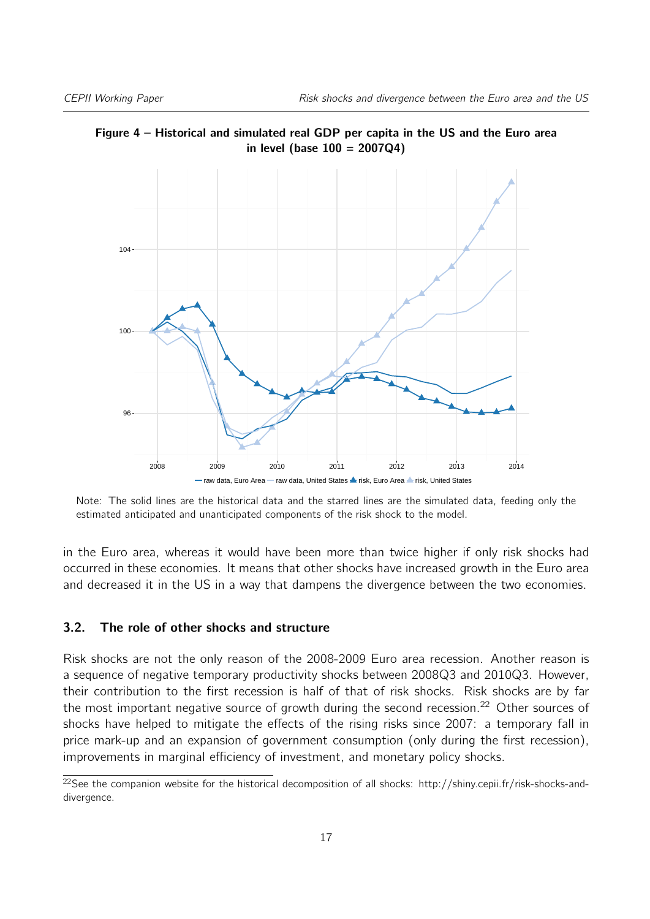**Figure 4 – Historical and simulated real GDP per capita in the US and the Euro area in level (base 100 = 2007Q4)**

Note: The solid lines are the historical data and the starred lines are the simulated data, feeding only the estimated anticipated and unanticipated components of the risk shock to the model.

in the Euro area, whereas it would have been more than twice higher if only risk shocks had occurred in these economies. It means that other shocks have increased growth in the Euro area and decreased it in the US in a way that dampens the divergence between the two economies.

### 3.2. The role of other shocks and structure

Risk shocks are not the only reason of the 2008-2009 Euro area recession. Another reason is a sequence of negative temporary productivity shocks between 2008Q3 and 2010Q3. However, their contribution to the first recession is half of that of risk shocks. Risk shocks are by far the most important negative source of growth during the second recession.[22] Other sources of shocks have helped to mitigate the effects of the rising risks since 2007: a temporary fall in price mark-up and an expansion of government consumption (only during the first recession), improvements in marginal efficiency of investment, and monetary policy shocks.

[22] See the companion website for the historical decomposition of all shocks: http://shiny.cepii.fr/risk-shocks-and-divergence.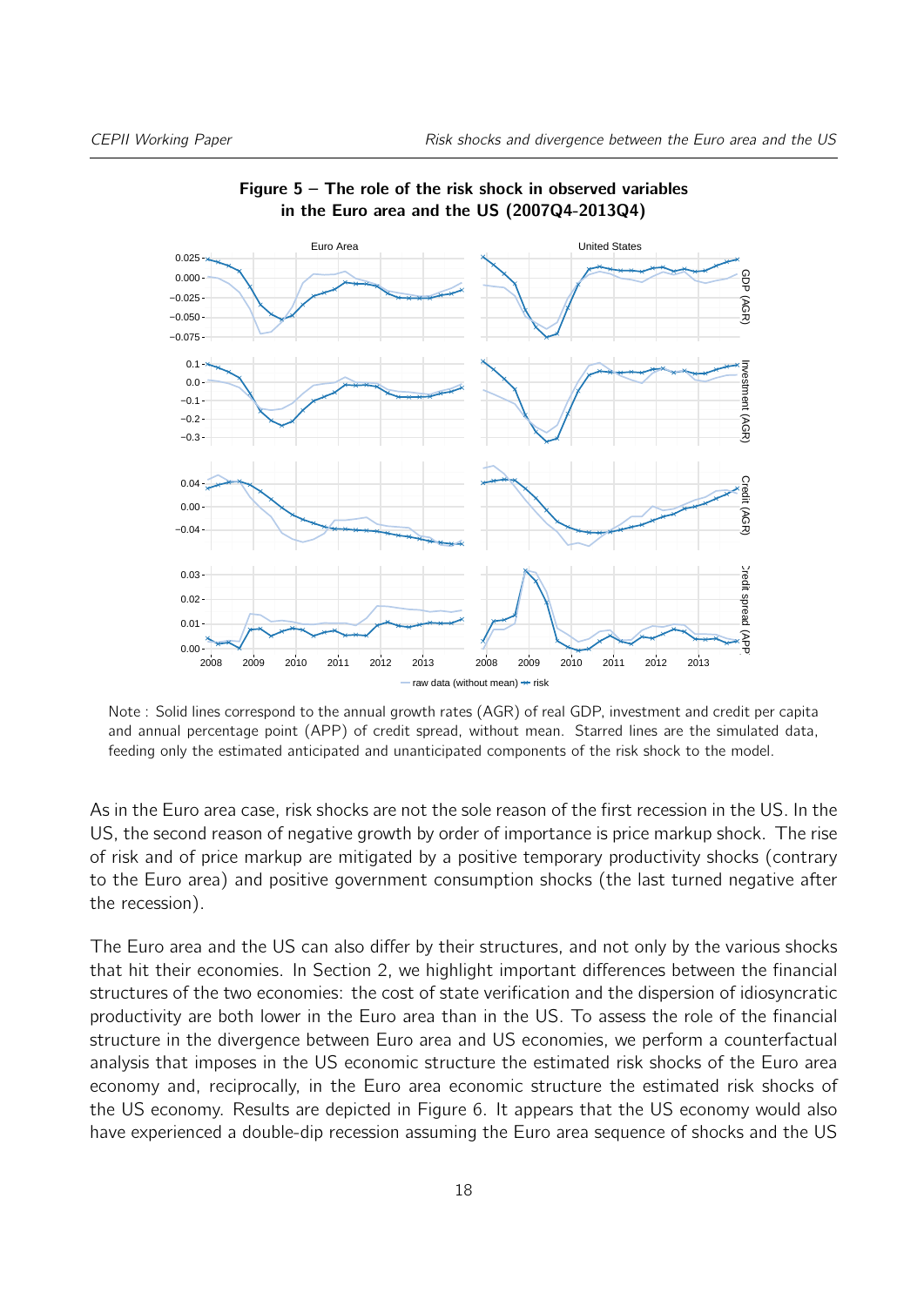**Figure 5 – The role of the risk shock in observed variables in the Euro area and the US (2007Q4-2013Q4)**

Note : Solid lines correspond to the annual growth rates (AGR) of real GDP, investment and credit per capita and annual percentage point (APP) of credit spread, without mean. Starred lines are the simulated data, feeding only the estimated anticipated and unanticipated components of the risk shock to the model.

As in the Euro area case, risk shocks are not the sole reason of the first recession in the US. In the US, the second reason of negative growth by order of importance is price markup shock. The rise of risk and of price markup are mitigated by a positive temporary productivity shocks (contrary to the Euro area) and positive government consumption shocks (the last turned negative after the recession).

The Euro area and the US can also differ by their structures, and not only by the various shocks that hit their economies. In Section 2, we highlight important differences between the financial structures of the two economies: the cost of state verification and the dispersion of idiosyncratic productivity are both lower in the Euro area than in the US. To assess the role of the financial structure in the divergence between Euro area and US economies, we perform a counterfactual analysis that imposes in the US economic structure the estimated risk shocks of the Euro area economy and, reciprocally, in the Euro area economic structure the estimated risk shocks of the US economy. Results are depicted in Figure 6. It appears that the US economy would also have experienced a double-dip recession assuming the Euro area sequence of shocks and the US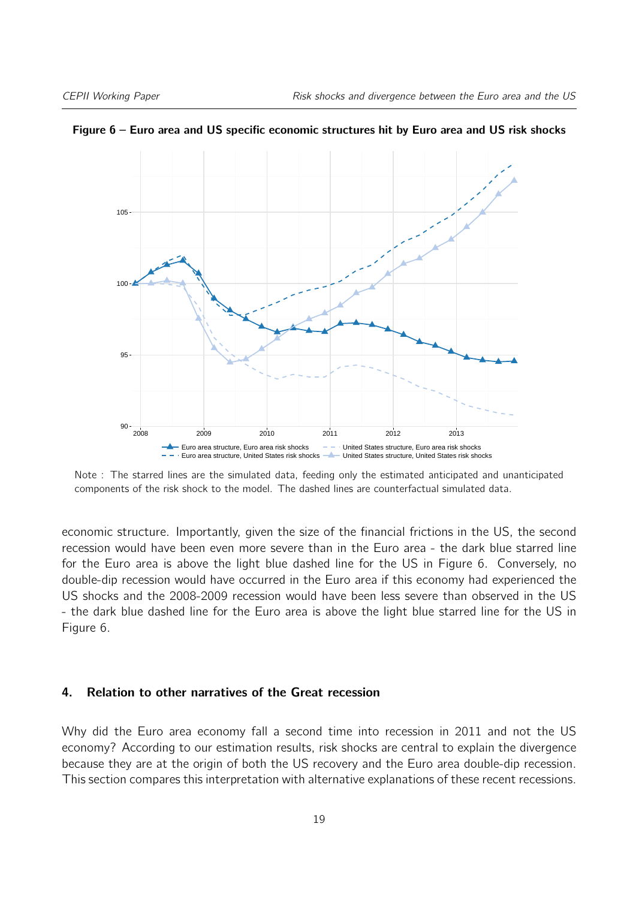**Figure 6 – Euro area and US specific economic structures hit by Euro area and US risk shocks**

Note : The starred lines are the simulated data, feeding only the estimated anticipated and unanticipated components of the risk shock to the model. The dashed lines are counterfactual simulated data.

economic structure. Importantly, given the size of the financial frictions in the US, the second recession would have been even more severe than in the Euro area - the dark blue starred line for the Euro area is above the light blue dashed line for the US in Figure 6. Conversely, no double-dip recession would have occurred in the Euro area if this economy had experienced the US shocks and the 2008-2009 recession would have been less severe than observed in the US - the dark blue dashed line for the Euro area is above the light blue starred line for the US in Figure 6.

## 4. Relation to other narratives of the Great recession

Why did the Euro area economy fall a second time into recession in 2011 and not the US economy? According to our estimation results, risk shocks are central to explain the divergence because they are at the origin of both the US recovery and the Euro area double-dip recession. This section compares this interpretation with alternative explanations of these recent recessions.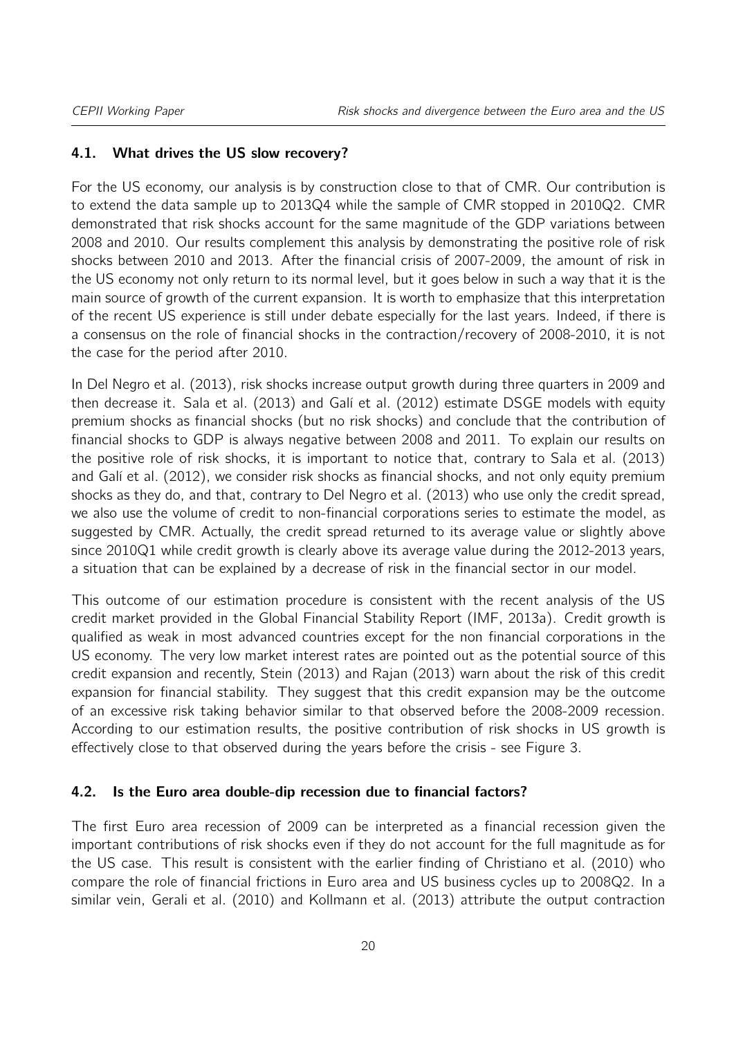### 4.1. What drives the US slow recovery?

For the US economy, our analysis is by construction close to that of CMR. Our contribution is to extend the data sample up to 2013Q4 while the sample of CMR stopped in 2010Q2. CMR demonstrated that risk shocks account for the same magnitude of the GDP variations between 2008 and 2010. Our results complement this analysis by demonstrating the positive role of risk shocks between 2010 and 2013. After the financial crisis of 2007-2009, the amount of risk in the US economy not only return to its normal level, but it goes below in such a way that it is the main source of growth of the current expansion. It is worth to emphasize that this interpretation of the recent US experience is still under debate especially for the last years. Indeed, if there is a consensus on the role of financial shocks in the contraction/recovery of 2008-2010, it is not the case for the period after 2010.

In Del Negro et al. (2013), risk shocks increase output growth during three quarters in 2009 and then decrease it. Sala et al. (2013) and Galí et al. (2012) estimate DSGE models with equity premium shocks as financial shocks (but no risk shocks) and conclude that the contribution of financial shocks to GDP is always negative between 2008 and 2011. To explain our results on the positive role of risk shocks, it is important to notice that, contrary to Sala et al. (2013) and Galí et al. (2012), we consider risk shocks as financial shocks, and not only equity premium shocks as they do, and that, contrary to Del Negro et al. (2013) who use only the credit spread, we also use the volume of credit to non-financial corporations series to estimate the model, as suggested by CMR. Actually, the credit spread returned to its average value or slightly above since 2010Q1 while credit growth is clearly above its average value during the 2012-2013 years, a situation that can be explained by a decrease of risk in the financial sector in our model.

This outcome of our estimation procedure is consistent with the recent analysis of the US credit market provided in the Global Financial Stability Report (IMF, 2013a). Credit growth is qualified as weak in most advanced countries except for the non financial corporations in the US economy. The very low market interest rates are pointed out as the potential source of this credit expansion and recently, Stein (2013) and Rajan (2013) warn about the risk of this credit expansion for financial stability. They suggest that this credit expansion may be the outcome of an excessive risk taking behavior similar to that observed before the 2008-2009 recession. According to our estimation results, the positive contribution of risk shocks in US growth is effectively close to that observed during the years before the crisis - see Figure 3.

### 4.2. Is the Euro area double-dip recession due to financial factors?

The first Euro area recession of 2009 can be interpreted as a financial recession given the important contributions of risk shocks even if they do not account for the full magnitude as for the US case. This result is consistent with the earlier finding of Christiano et al. (2010) who compare the role of financial frictions in Euro area and US business cycles up to 2008Q2. In a similar vein, Gerali et al. (2010) and Kollmann et al. (2013) attribute the output contraction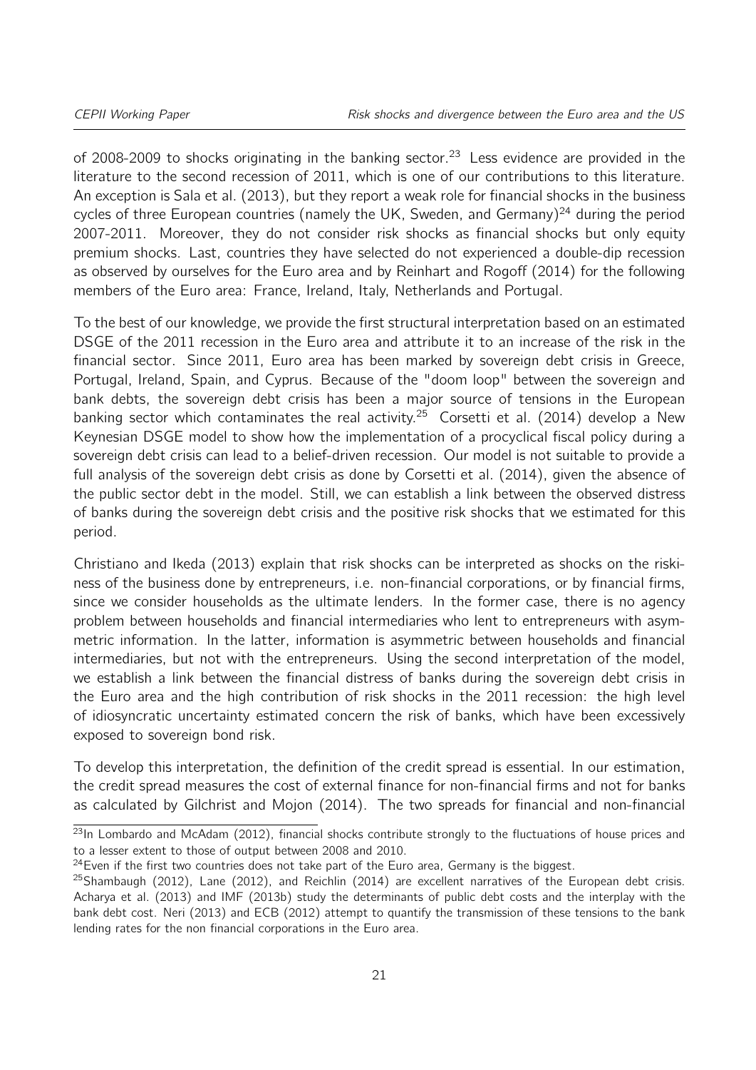of 2008-2009 to shocks originating in the banking sector.[23] Less evidence are provided in the literature to the second recession of 2011, which is one of our contributions to this literature. An exception is Sala et al. (2013), but they report a weak role for financial shocks in the business cycles of three European countries (namely the UK, Sweden, and Germany)[24] during the period 2007-2011. Moreover, they do not consider risk shocks as financial shocks but only equity premium shocks. Last, countries they have selected do not experienced a double-dip recession as observed by ourselves for the Euro area and by Reinhart and Rogoff (2014) for the following members of the Euro area: France, Ireland, Italy, Netherlands and Portugal.

To the best of our knowledge, we provide the first structural interpretation based on an estimated DSGE of the 2011 recession in the Euro area and attribute it to an increase of the risk in the financial sector. Since 2011, Euro area has been marked by sovereign debt crisis in Greece, Portugal, Ireland, Spain, and Cyprus. Because of the "doom loop" between the sovereign and bank debts, the sovereign debt crisis has been a major source of tensions in the European banking sector which contaminates the real activity.[25] Corsetti et al. (2014) develop a New Keynesian DSGE model to show how the implementation of a procyclical fiscal policy during a sovereign debt crisis can lead to a belief-driven recession. Our model is not suitable to provide a full analysis of the sovereign debt crisis as done by Corsetti et al. (2014), given the absence of the public sector debt in the model. Still, we can establish a link between the observed distress of banks during the sovereign debt crisis and the positive risk shocks that we estimated for this period.

Christiano and Ikeda (2013) explain that risk shocks can be interpreted as shocks on the riskiness of the business done by entrepreneurs, i.e. non-financial corporations, or by financial firms, since we consider households as the ultimate lenders. In the former case, there is no agency problem between households and financial intermediaries who lent to entrepreneurs with asymmetric information. In the latter, information is asymmetric between households and financial intermediaries, but not with the entrepreneurs. Using the second interpretation of the model, we establish a link between the financial distress of banks during the sovereign debt crisis in the Euro area and the high contribution of risk shocks in the 2011 recession: the high level of idiosyncratic uncertainty estimated concern the risk of banks, which have been excessively exposed to sovereign bond risk.

To develop this interpretation, the definition of the credit spread is essential. In our estimation, the credit spread measures the cost of external finance for non-financial firms and not for banks as calculated by Gilchrist and Mojon (2014). The two spreads for financial and non-financial

[23] In Lombardo and McAdam (2012), financial shocks contribute strongly to the fluctuations of house prices and to a lesser extent to those of output between 2008 and 2010.

[24] Even if the first two countries does not take part of the Euro area, Germany is the biggest.

[25] Shambaugh (2012), Lane (2012), and Reichlin (2014) are excellent narratives of the European debt crisis. Acharya et al. (2013) and IMF (2013b) study the determinants of public debt costs and the interplay with the bank debt cost. Neri (2013) and ECB (2012) attempt to quantify the transmission of these tensions to the bank lending rates for the non financial corporations in the Euro area.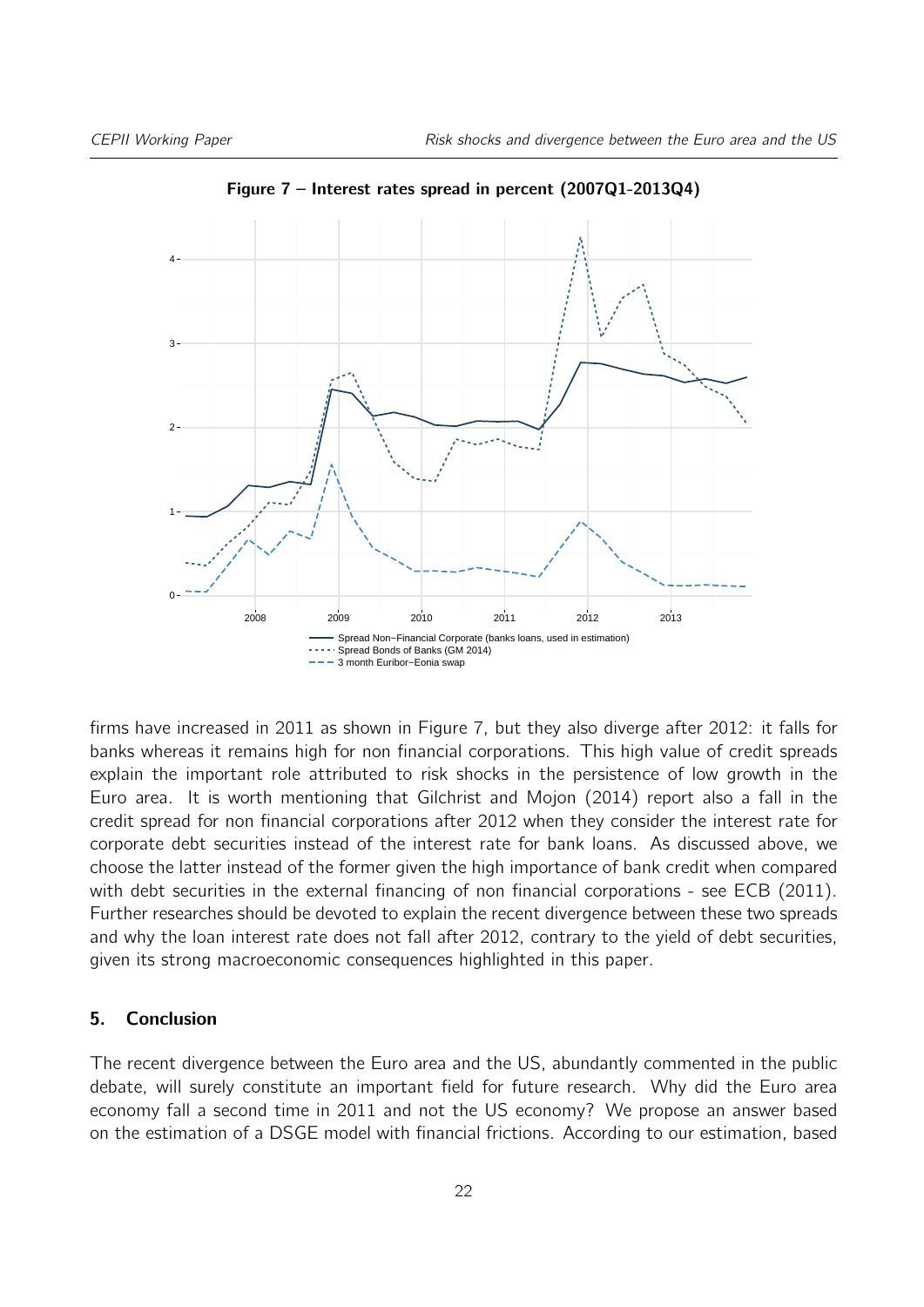**Figure 7 – Interest rates spread in percent (2007Q1-2013Q4)**

firms have increased in 2011 as shown in Figure 7, but they also diverge after 2012: it falls for banks whereas it remains high for non financial corporations. This high value of credit spreads explain the important role attributed to risk shocks in the persistence of low growth in the Euro area. It is worth mentioning that Gilchrist and Mojon (2014) report also a fall in the credit spread for non financial corporations after 2012 when they consider the interest rate for corporate debt securities instead of the interest rate for bank loans. As discussed above, we choose the latter instead of the former given the high importance of bank credit when compared with debt securities in the external financing of non financial corporations - see ECB (2011). Further researches should be devoted to explain the recent divergence between these two spreads and why the loan interest rate does not fall after 2012, contrary to the yield of debt securities, given its strong macroeconomic consequences highlighted in this paper.

## 5. Conclusion

The recent divergence between the Euro area and the US, abundantly commented in the public debate, will surely constitute an important field for future research. Why did the Euro area economy fall a second time in 2011 and not the US economy? We propose an answer based on the estimation of a DSGE model with financial frictions. According to our estimation, based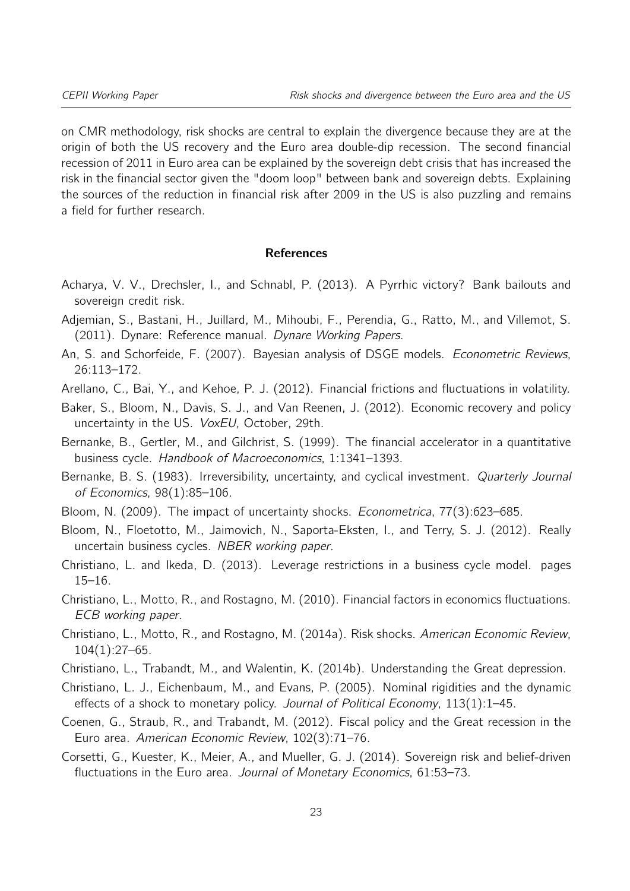on CMR methodology, risk shocks are central to explain the divergence because they are at the origin of both the US recovery and the Euro area double-dip recession. The second financial recession of 2011 in Euro area can be explained by the sovereign debt crisis that has increased the risk in the financial sector given the "doom loop" between bank and sovereign debts. Explaining the sources of the reduction in financial risk after 2009 in the US is also puzzling and remains a field for further research.

## References

Acharya, V. V., Drechsler, I., and Schnabl, P. (2013). A Pyrrhic victory? Bank bailouts and sovereign credit risk.

Adjemian, S., Bastani, H., Juillard, M., Mihoubi, F., Perendia, G., Ratto, M., and Villemot, S. (2011). Dynare: Reference manual. *Dynare Working Papers*.

An, S. and Schorfeide, F. (2007). Bayesian analysis of DSGE models. *Econometric Reviews*, 26:113–172.

Arellano, C., Bai, Y., and Kehoe, P. J. (2012). Financial frictions and fluctuations in volatility.

Baker, S., Bloom, N., Davis, S. J., and Van Reenen, J. (2012). Economic recovery and policy uncertainty in the US. *VoxEU*, October, 29th.

Bernanke, B., Gertler, M., and Gilchrist, S. (1999). The financial accelerator in a quantitative business cycle. *Handbook of Macroeconomics*, 1:1341–1393.

Bernanke, B. S. (1983). Irreversibility, uncertainty, and cyclical investment. *Quarterly Journal of Economics*, 98(1):85–106.

Bloom, N. (2009). The impact of uncertainty shocks. *Econometrica*, 77(3):623–685.

Bloom, N., Floetotto, M., Jaimovich, N., Saporta-Eksten, I., and Terry, S. J. (2012). Really uncertain business cycles. *NBER working paper*.

Christiano, L. and Ikeda, D. (2013). Leverage restrictions in a business cycle model. pages 15–16.

Christiano, L., Motto, R., and Rostagno, M. (2010). Financial factors in economics fluctuations. *ECB working paper*.

Christiano, L., Motto, R., and Rostagno, M. (2014a). Risk shocks. *American Economic Review*, 104(1):27–65.

Christiano, L., Trabandt, M., and Walentin, K. (2014b). Understanding the Great depression.

Christiano, L. J., Eichenbaum, M., and Evans, P. (2005). Nominal rigidities and the dynamic effects of a shock to monetary policy. *Journal of Political Economy*, 113(1):1–45.

Coenen, G., Straub, R., and Trabandt, M. (2012). Fiscal policy and the Great recession in the Euro area. *American Economic Review*, 102(3):71–76.

Corsetti, G., Kuester, K., Meier, A., and Mueller, G. J. (2014). Sovereign risk and belief-driven fluctuations in the Euro area. *Journal of Monetary Economics*, 61:53–73.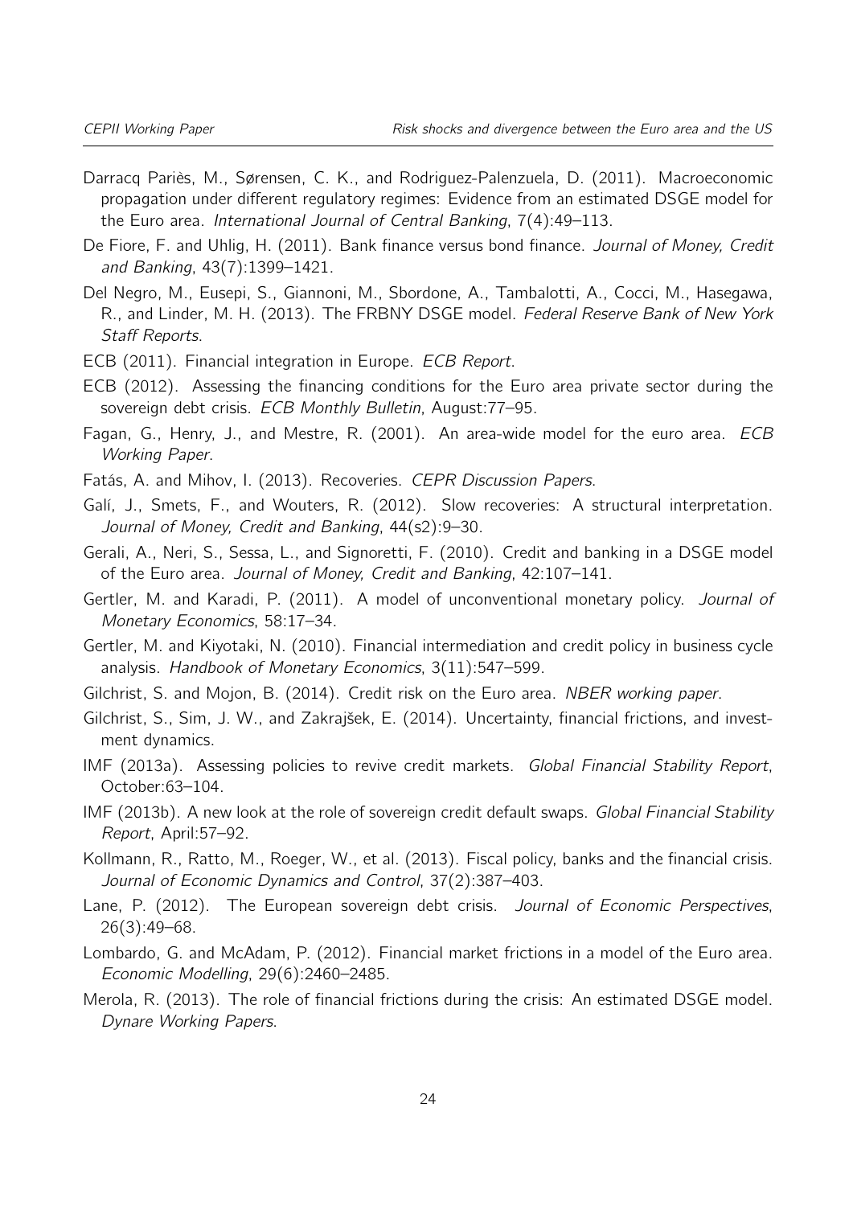Darracq Pariès, M., Sørensen, C. K., and Rodriguez-Palenzuela, D. (2011). Macroeconomic propagation under different regulatory regimes: Evidence from an estimated DSGE model for the Euro area. *International Journal of Central Banking*, 7(4):49–113.

De Fiore, F. and Uhlig, H. (2011). Bank finance versus bond finance. *Journal of Money, Credit and Banking*, 43(7):1399–1421.

Del Negro, M., Eusepi, S., Giannoni, M., Sbordone, A., Tambalotti, A., Cocci, M., Hasegawa, R., and Linder, M. H. (2013). The FRBNY DSGE model. *Federal Reserve Bank of New York Staff Reports*.

ECB (2011). Financial integration in Europe. *ECB Report*.

ECB (2012). Assessing the financing conditions for the Euro area private sector during the sovereign debt crisis. *ECB Monthly Bulletin*, August:77–95.

Fagan, G., Henry, J., and Mestre, R. (2001). An area-wide model for the euro area. *ECB Working Paper*.

Fatás, A. and Mihov, I. (2013). Recoveries. *CEPR Discussion Papers*.

Galí, J., Smets, F., and Wouters, R. (2012). Slow recoveries: A structural interpretation. *Journal of Money, Credit and Banking*, 44(s2):9–30.

Gerali, A., Neri, S., Sessa, L., and Signoretti, F. (2010). Credit and banking in a DSGE model of the Euro area. *Journal of Money, Credit and Banking*, 42:107–141.

Gertler, M. and Karadi, P. (2011). A model of unconventional monetary policy. *Journal of Monetary Economics*, 58:17–34.

Gertler, M. and Kiyotaki, N. (2010). Financial intermediation and credit policy in business cycle analysis. *Handbook of Monetary Economics*, 3(11):547–599.

Gilchrist, S. and Mojon, B. (2014). Credit risk on the Euro area. *NBER working paper*.

Gilchrist, S., Sim, J. W., and Zakrajšek, E. (2014). Uncertainty, financial frictions, and investment dynamics.

IMF (2013a). Assessing policies to revive credit markets. *Global Financial Stability Report*, October:63–104.

IMF (2013b). A new look at the role of sovereign credit default swaps. *Global Financial Stability Report*, April:57–92.

Kollmann, R., Ratto, M., Roeger, W., et al. (2013). Fiscal policy, banks and the financial crisis. *Journal of Economic Dynamics and Control*, 37(2):387–403.

Lane, P. (2012). The European sovereign debt crisis. *Journal of Economic Perspectives*, 26(3):49–68.

Lombardo, G. and McAdam, P. (2012). Financial market frictions in a model of the Euro area. *Economic Modelling*, 29(6):2460–2485.

Merola, R. (2013). The role of financial frictions during the crisis: An estimated DSGE model. *Dynare Working Papers*.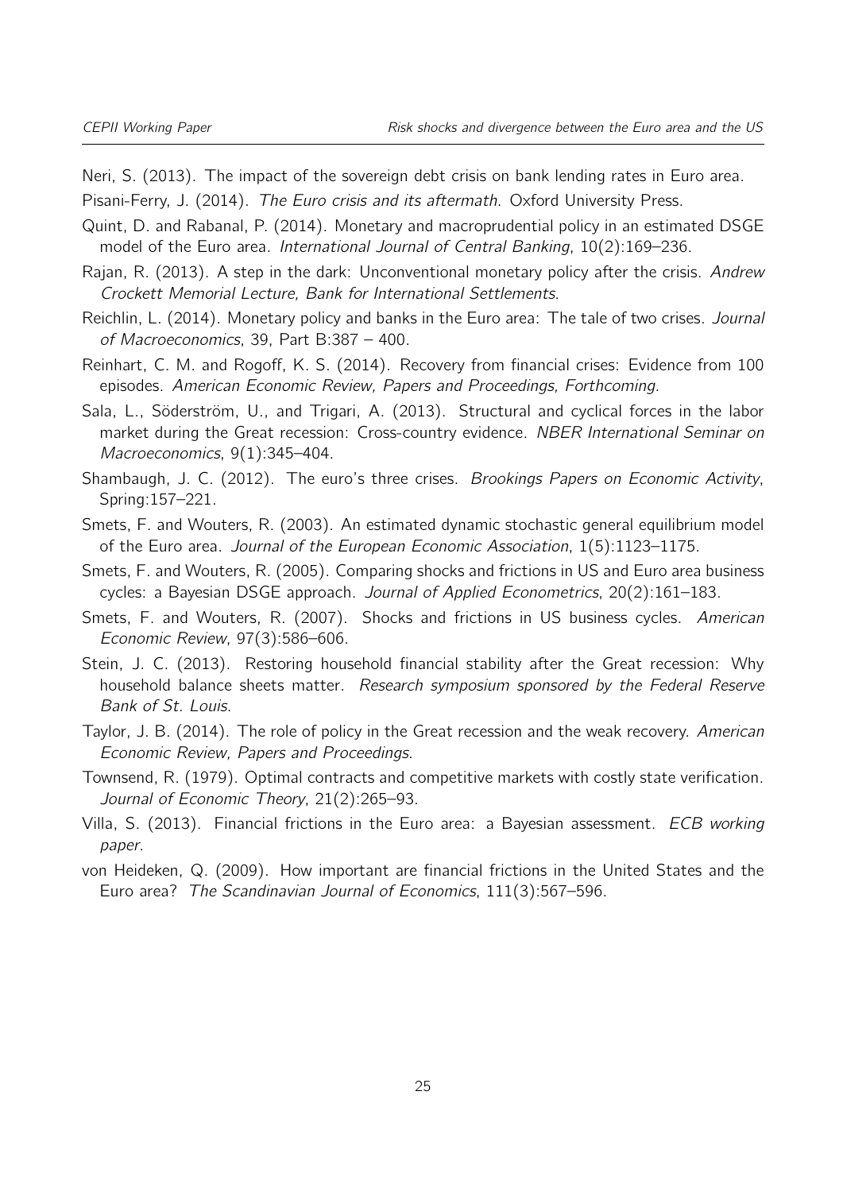Neri, S. (2013). The impact of the sovereign debt crisis on bank lending rates in Euro area.

Pisani-Ferry, J. (2014). *The Euro crisis and its aftermath*. Oxford University Press.

Quint, D. and Rabanal, P. (2014). Monetary and macroprudential policy in an estimated DSGE model of the Euro area. *International Journal of Central Banking*, 10(2):169–236.

Rajan, R. (2013). A step in the dark: Unconventional monetary policy after the crisis. *Andrew Crockett Memorial Lecture, Bank for International Settlements*.

Reichlin, L. (2014). Monetary policy and banks in the Euro area: The tale of two crises. *Journal of Macroeconomics*, 39, Part B:387 – 400.

Reinhart, C. M. and Rogoff, K. S. (2014). Recovery from financial crises: Evidence from 100 episodes. *American Economic Review, Papers and Proceedings, Forthcoming*.

Sala, L., Söderström, U., and Trigari, A. (2013). Structural and cyclical forces in the labor market during the Great recession: Cross-country evidence. *NBER International Seminar on Macroeconomics*, 9(1):345–404.

Shambaugh, J. C. (2012). The euro's three crises. *Brookings Papers on Economic Activity*, Spring:157–221.

Smets, F. and Wouters, R. (2003). An estimated dynamic stochastic general equilibrium model of the Euro area. *Journal of the European Economic Association*, 1(5):1123–1175.

Smets, F. and Wouters, R. (2005). Comparing shocks and frictions in US and Euro area business cycles: a Bayesian DSGE approach. *Journal of Applied Econometrics*, 20(2):161–183.

Smets, F. and Wouters, R. (2007). Shocks and frictions in US business cycles. *American Economic Review*, 97(3):586–606.

Stein, J. C. (2013). Restoring household financial stability after the Great recession: Why household balance sheets matter. *Research symposium sponsored by the Federal Reserve Bank of St. Louis*.

Taylor, J. B. (2014). The role of policy in the Great recession and the weak recovery. *American Economic Review, Papers and Proceedings*.

Townsend, R. (1979). Optimal contracts and competitive markets with costly state verification. *Journal of Economic Theory*, 21(2):265–93.

Villa, S. (2013). Financial frictions in the Euro area: a Bayesian assessment. *ECB working paper*.

von Heideken, Q. (2009). How important are financial frictions in the United States and the Euro area? *The Scandinavian Journal of Economics*, 111(3):567–596.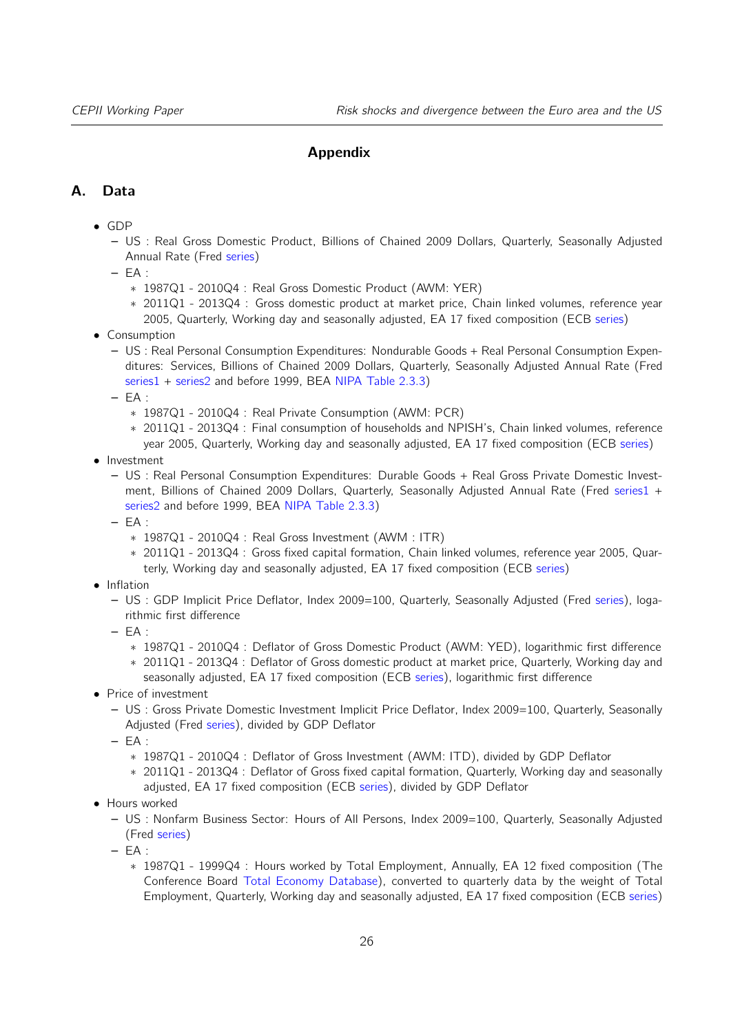# Appendix

## A. Data

- GDP
  - US : Real Gross Domestic Product, Billions of Chained 2009 Dollars, Quarterly, Seasonally Adjusted Annual Rate (Fred series)
  - EA :
    * 1987Q1 - 2010Q4 : Real Gross Domestic Product (AWM: YER)
    * 2011Q1 - 2013Q4 : Gross domestic product at market price, Chain linked volumes, reference year 2005, Quarterly, Working day and seasonally adjusted, EA 17 fixed composition (ECB series)
- Consumption
  - US : Real Personal Consumption Expenditures: Nondurable Goods + Real Personal Consumption Expenditures: Services, Billions of Chained 2009 Dollars, Quarterly, Seasonally Adjusted Annual Rate (Fred series1 + series2 and before 1999, BEA NIPA Table 2.3.3)
  - EA :
    * 1987Q1 - 2010Q4 : Real Private Consumption (AWM: PCR)
    * 2011Q1 - 2013Q4 : Final consumption of households and NPISH's, Chain linked volumes, reference year 2005, Quarterly, Working day and seasonally adjusted, EA 17 fixed composition (ECB series)
- Investment
  - US : Real Personal Consumption Expenditures: Durable Goods + Real Gross Private Domestic Investment, Billions of Chained 2009 Dollars, Quarterly, Seasonally Adjusted Annual Rate (Fred series1 + series2 and before 1999, BEA NIPA Table 2.3.3)
  - EA :
    * 1987Q1 - 2010Q4 : Real Gross Investment (AWM : ITR)
    * 2011Q1 - 2013Q4 : Gross fixed capital formation, Chain linked volumes, reference year 2005, Quarterly, Working day and seasonally adjusted, EA 17 fixed composition (ECB series)
- Inflation
  - US : GDP Implicit Price Deflator, Index 2009=100, Quarterly, Seasonally Adjusted (Fred series), logarithmic first difference
  - EA :
    * 1987Q1 - 2010Q4 : Deflator of Gross Domestic Product (AWM: YED), logarithmic first difference
    * 2011Q1 - 2013Q4 : Deflator of Gross domestic product at market price, Quarterly, Working day and seasonally adjusted, EA 17 fixed composition (ECB series), logarithmic first difference
- Price of investment
  - US : Gross Private Domestic Investment Implicit Price Deflator, Index 2009=100, Quarterly, Seasonally Adjusted (Fred series), divided by GDP Deflator
  - EA :
    * 1987Q1 - 2010Q4 : Deflator of Gross Investment (AWM: ITD), divided by GDP Deflator
    * 2011Q1 - 2013Q4 : Deflator of Gross fixed capital formation, Quarterly, Working day and seasonally adjusted, EA 17 fixed composition (ECB series), divided by GDP Deflator
- Hours worked
  - US : Nonfarm Business Sector: Hours of All Persons, Index 2009=100, Quarterly, Seasonally Adjusted (Fred series)
  - EA :
    * 1987Q1 - 1999Q4 : Hours worked by Total Employment, Annually, EA 12 fixed composition (The Conference Board Total Economy Database), converted to quarterly data by the weight of Total Employment, Quarterly, Working day and seasonally adjusted, EA 17 fixed composition (ECB series)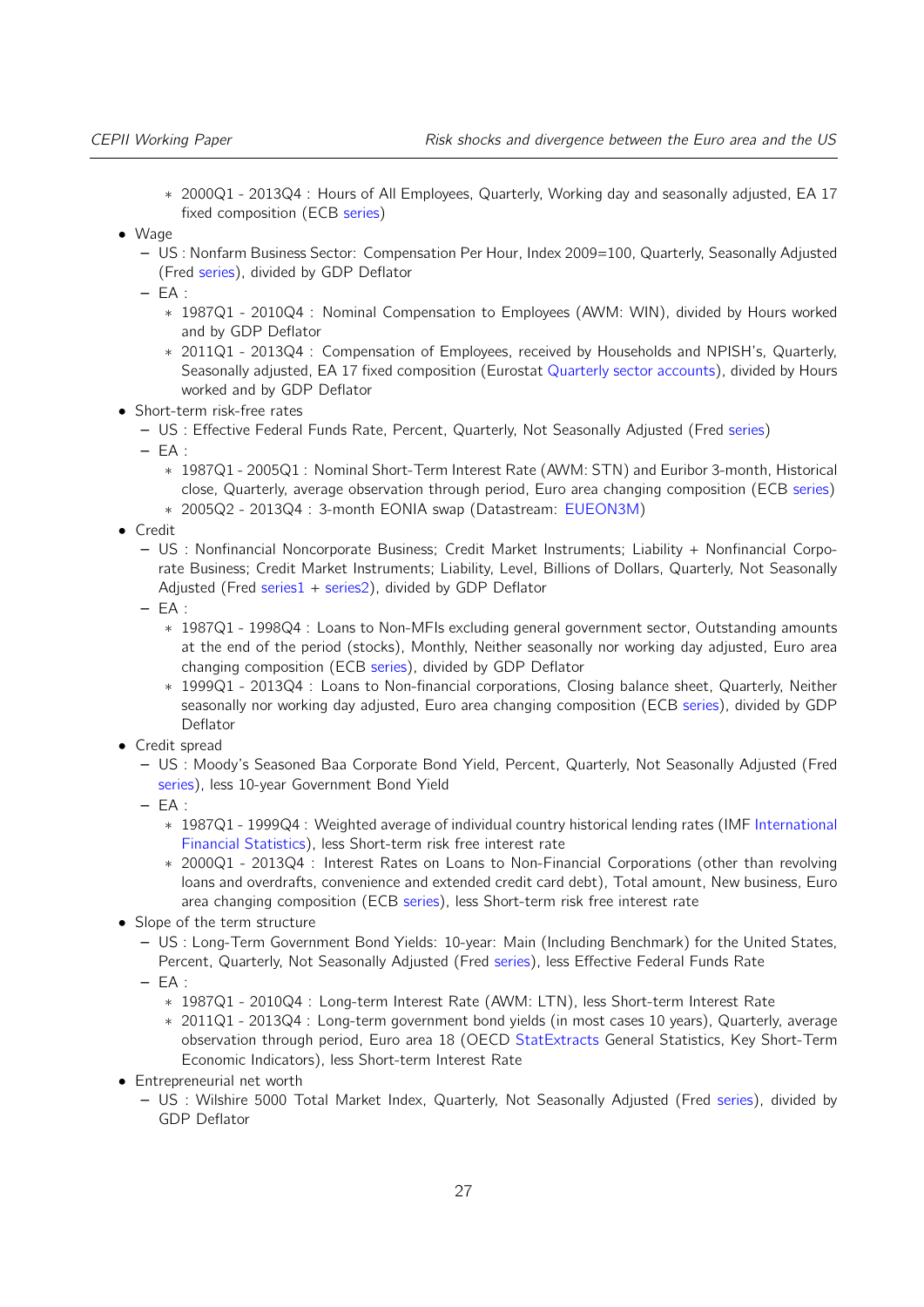- 2000Q1 - 2013Q4 : Hours of All Employees, Quarterly, Working day and seasonally adjusted, EA 17 fixed composition (ECB series)

- Wage
  - US : Nonfarm Business Sector: Compensation Per Hour, Index 2009=100, Quarterly, Seasonally Adjusted (Fred series), divided by GDP Deflator
  - EA :
    - 1987Q1 - 2010Q4 : Nominal Compensation to Employees (AWM: WIN), divided by Hours worked and by GDP Deflator
    - 2011Q1 - 2013Q4 : Compensation of Employees, received by Households and NPISH's, Quarterly, Seasonally adjusted, EA 17 fixed composition (Eurostat Quarterly sector accounts), divided by Hours worked and by GDP Deflator
- Short-term risk-free rates
  - US : Effective Federal Funds Rate, Percent, Quarterly, Not Seasonally Adjusted (Fred series)
  - EA :
    - 1987Q1 - 2005Q1 : Nominal Short-Term Interest Rate (AWM: STN) and Euribor 3-month, Historical close, Quarterly, average observation through period, Euro area changing composition (ECB series)
    - 2005Q2 - 2013Q4 : 3-month EONIA swap (Datastream: EUEON3M)
- Credit
  - US : Nonfinancial Noncorporate Business; Credit Market Instruments; Liability + Nonfinancial Corporate Business; Credit Market Instruments; Liability, Level, Billions of Dollars, Quarterly, Not Seasonally Adjusted (Fred series1 + series2), divided by GDP Deflator
  - EA :
    - 1987Q1 - 1998Q4 : Loans to Non-MFIs excluding general government sector, Outstanding amounts at the end of the period (stocks), Monthly, Neither seasonally nor working day adjusted, Euro area changing composition (ECB series), divided by GDP Deflator
    - 1999Q1 - 2013Q4 : Loans to Non-financial corporations, Closing balance sheet, Quarterly, Neither seasonally nor working day adjusted, Euro area changing composition (ECB series), divided by GDP Deflator
- Credit spread
  - US : Moody's Seasoned Baa Corporate Bond Yield, Percent, Quarterly, Not Seasonally Adjusted (Fred series), less 10-year Government Bond Yield
  - EA :
    - 1987Q1 - 1999Q4 : Weighted average of individual country historical lending rates (IMF International Financial Statistics), less Short-term risk free interest rate
    - 2000Q1 - 2013Q4 : Interest Rates on Loans to Non-Financial Corporations (other than revolving loans and overdrafts, convenience and extended credit card debt), Total amount, New business, Euro area changing composition (ECB series), less Short-term risk free interest rate
- Slope of the term structure
  - US : Long-Term Government Bond Yields: 10-year: Main (Including Benchmark) for the United States, Percent, Quarterly, Not Seasonally Adjusted (Fred series), less Effective Federal Funds Rate
  - EA :
    - 1987Q1 - 2010Q4 : Long-term Interest Rate (AWM: LTN), less Short-term Interest Rate
    - 2011Q1 - 2013Q4 : Long-term government bond yields (in most cases 10 years), Quarterly, average observation through period, Euro area 18 (OECD StatExtracts General Statistics, Key Short-Term Economic Indicators), less Short-term Interest Rate
- Entrepreneurial net worth
  - US : Wilshire 5000 Total Market Index, Quarterly, Not Seasonally Adjusted (Fred series), divided by GDP Deflator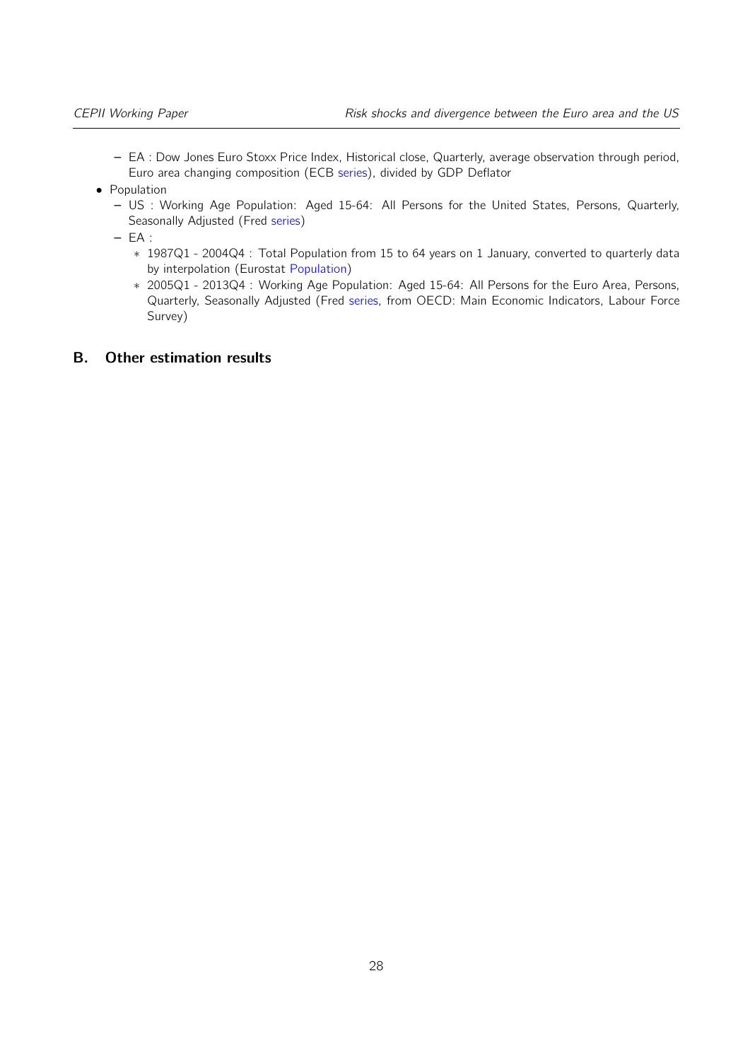- EA : Dow Jones Euro Stoxx Price Index, Historical close, Quarterly, average observation through period, Euro area changing composition (ECB series), divided by GDP Deflator
- Population
  - US : Working Age Population: Aged 15-64: All Persons for the United States, Persons, Quarterly, Seasonally Adjusted (Fred series)
  - EA :
    - 1987Q1 - 2004Q4 : Total Population from 15 to 64 years on 1 January, converted to quarterly data by interpolation (Eurostat Population)
    - 2005Q1 - 2013Q4 : Working Age Population: Aged 15-64: All Persons for the Euro Area, Persons, Quarterly, Seasonally Adjusted (Fred series, from OECD: Main Economic Indicators, Labour Force Survey)

## B. Other estimation results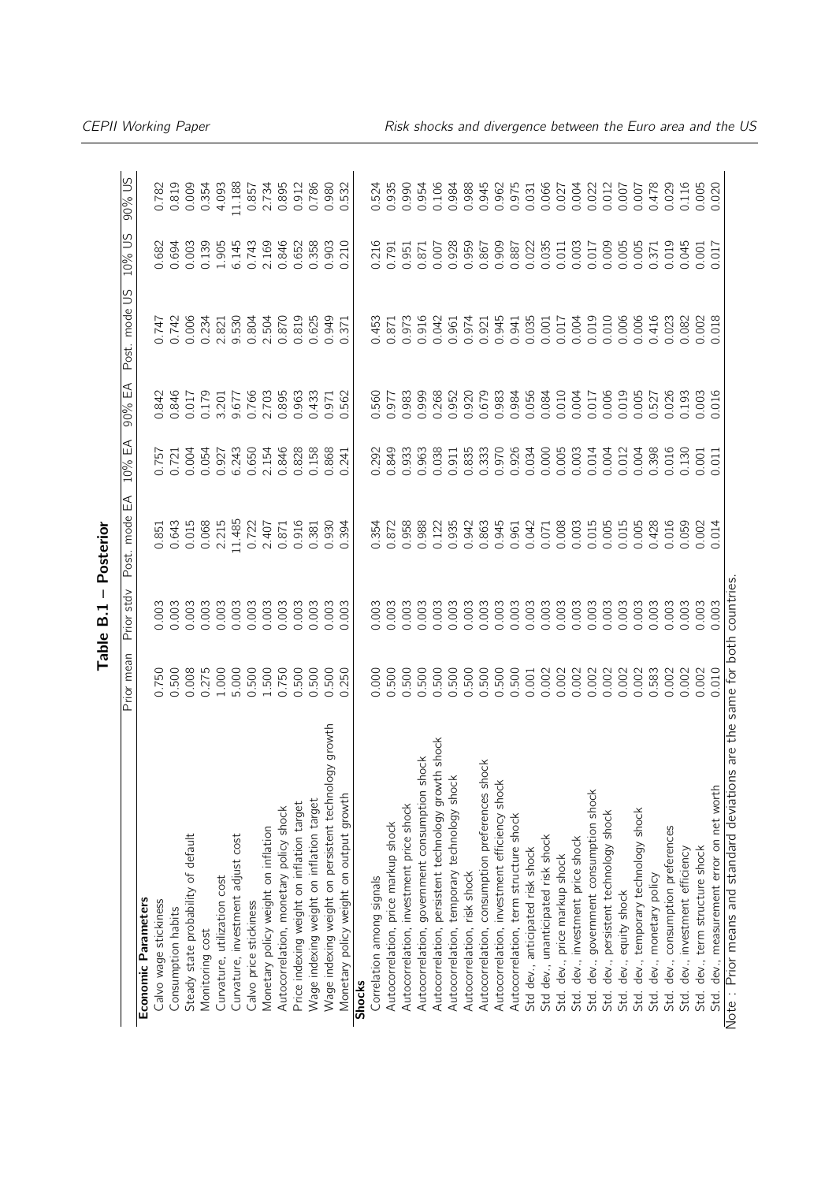**Table B.1 – Posterior**

| | Prior mean | Prior stdv | Post. mode EA | 10% EA | 90% EA | Post. mode US | 10% US | 90% US |
|---|---|---|---|---|---|---|---|---|
| **Economic Parameters** | | | | | | | | |
| Calvo wage stickiness | 0.750 | 0.003 | 0.851 | 0.757 | 0.842 | 0.747 | 0.682 | 0.782 |
| Consumption habits | 0.500 | 0.003 | 0.643 | 0.721 | 0.846 | 0.742 | 0.694 | 0.819 |
| Steady state probability of default | 0.008 | 0.003 | 0.015 | 0.004 | 0.017 | 0.006 | 0.003 | 0.009 |
| Monitoring cost | 0.275 | 0.003 | 0.068 | 0.054 | 0.179 | 0.234 | 0.139 | 0.354 |
| Curvature, utilization cost | 1.000 | 0.003 | 2.215 | 0.927 | 3.201 | 2.821 | 1.905 | 4.093 |
| Curvature, investment adjust cost | 5.000 | 0.003 | 11.485 | 6.243 | 9.677 | 9.530 | 6.145 | 11.188 |
| Calvo price stickiness | 0.500 | 0.003 | 0.722 | 0.650 | 0.766 | 0.804 | 0.743 | 0.857 |
| Monetary policy weight on inflation | 1.500 | 0.003 | 2.407 | 2.154 | 2.703 | 2.504 | 2.169 | 2.734 |
| Autocorrelation, monetary policy shock | 0.750 | 0.003 | 0.871 | 0.846 | 0.895 | 0.870 | 0.846 | 0.895 |
| Price indexing weight on inflation target | 0.500 | 0.003 | 0.916 | 0.828 | 0.963 | 0.819 | 0.652 | 0.912 |
| Wage indexing weight on inflation target | 0.500 | 0.003 | 0.381 | 0.158 | 0.433 | 0.625 | 0.358 | 0.786 |
| Wage indexing weight on persistent technology growth | 0.500 | 0.003 | 0.930 | 0.868 | 0.971 | 0.949 | 0.903 | 0.980 |
| Monetary policy weight on output growth | 0.250 | 0.003 | 0.394 | 0.241 | 0.562 | 0.371 | 0.210 | 0.532 |
| **Shocks** | | | | | | | | |
| Correlation among signals | 0.000 | 0.003 | 0.354 | 0.292 | 0.560 | 0.453 | 0.216 | 0.524 |
| Autocorrelation, price markup shock | 0.500 | 0.003 | 0.872 | 0.849 | 0.977 | 0.871 | 0.791 | 0.935 |
| Autocorrelation, investment price shock | 0.500 | 0.003 | 0.958 | 0.933 | 0.983 | 0.973 | 0.951 | 0.990 |
| Autocorrelation, government consumption shock | 0.500 | 0.003 | 0.988 | 0.963 | 0.999 | 0.916 | 0.871 | 0.954 |
| Autocorrelation, persistent technology growth shock | 0.500 | 0.003 | 0.122 | 0.038 | 0.268 | 0.042 | 0.007 | 0.106 |
| Autocorrelation, temporary technology shock | 0.500 | 0.003 | 0.935 | 0.911 | 0.952 | 0.961 | 0.928 | 0.984 |
| Autocorrelation, risk shock | 0.500 | 0.003 | 0.942 | 0.835 | 0.920 | 0.974 | 0.959 | 0.988 |
| Autocorrelation, consumption preferences shock | 0.500 | 0.003 | 0.863 | 0.333 | 0.679 | 0.921 | 0.867 | 0.945 |
| Autocorrelation, investment efficiency shock | 0.500 | 0.003 | 0.945 | 0.970 | 0.983 | 0.945 | 0.909 | 0.962 |
| Autocorrelation, term structure shock | 0.500 | 0.003 | 0.961 | 0.926 | 0.984 | 0.941 | 0.887 | 0.975 |
| Std dev., anticipated risk shock | 0.001 | 0.003 | 0.042 | 0.034 | 0.056 | 0.035 | 0.022 | 0.031 |
| Std dev., unanticipated risk shock | 0.002 | 0.003 | 0.071 | 0.000 | 0.084 | 0.001 | 0.035 | 0.066 |
| Std. dev., price markup shock | 0.002 | 0.003 | 0.008 | 0.005 | 0.010 | 0.017 | 0.011 | 0.027 |
| Std. dev., investment price shock | 0.002 | 0.003 | 0.003 | 0.003 | 0.004 | 0.004 | 0.003 | 0.004 |
| Std. dev., government consumption shock | 0.002 | 0.003 | 0.015 | 0.014 | 0.017 | 0.019 | 0.017 | 0.022 |
| Std. dev., persistent technology shock | 0.002 | 0.003 | 0.005 | 0.004 | 0.006 | 0.010 | 0.009 | 0.012 |
| Std. dev., equity shock | 0.002 | 0.003 | 0.015 | 0.012 | 0.019 | 0.006 | 0.005 | 0.007 |
| Std. dev., temporary technology shock | 0.002 | 0.003 | 0.005 | 0.004 | 0.005 | 0.006 | 0.005 | 0.007 |
| Std. dev., monetary policy | 0.583 | 0.003 | 0.428 | 0.398 | 0.527 | 0.416 | 0.371 | 0.478 |
| Std. dev., consumption preferences | 0.002 | 0.003 | 0.016 | 0.016 | 0.026 | 0.023 | 0.019 | 0.029 |
| Std. dev., investment efficiency | 0.002 | 0.003 | 0.059 | 0.130 | 0.193 | 0.082 | 0.045 | 0.116 |
| Std. dev., term structure shock | 0.002 | 0.003 | 0.002 | 0.001 | 0.003 | 0.002 | 0.001 | 0.005 |
| Std. dev., measurement error on net worth | 0.010 | 0.003 | 0.014 | 0.011 | 0.016 | 0.018 | 0.017 | 0.020 |

Note : Prior means and standard deviations are the same for both countries.